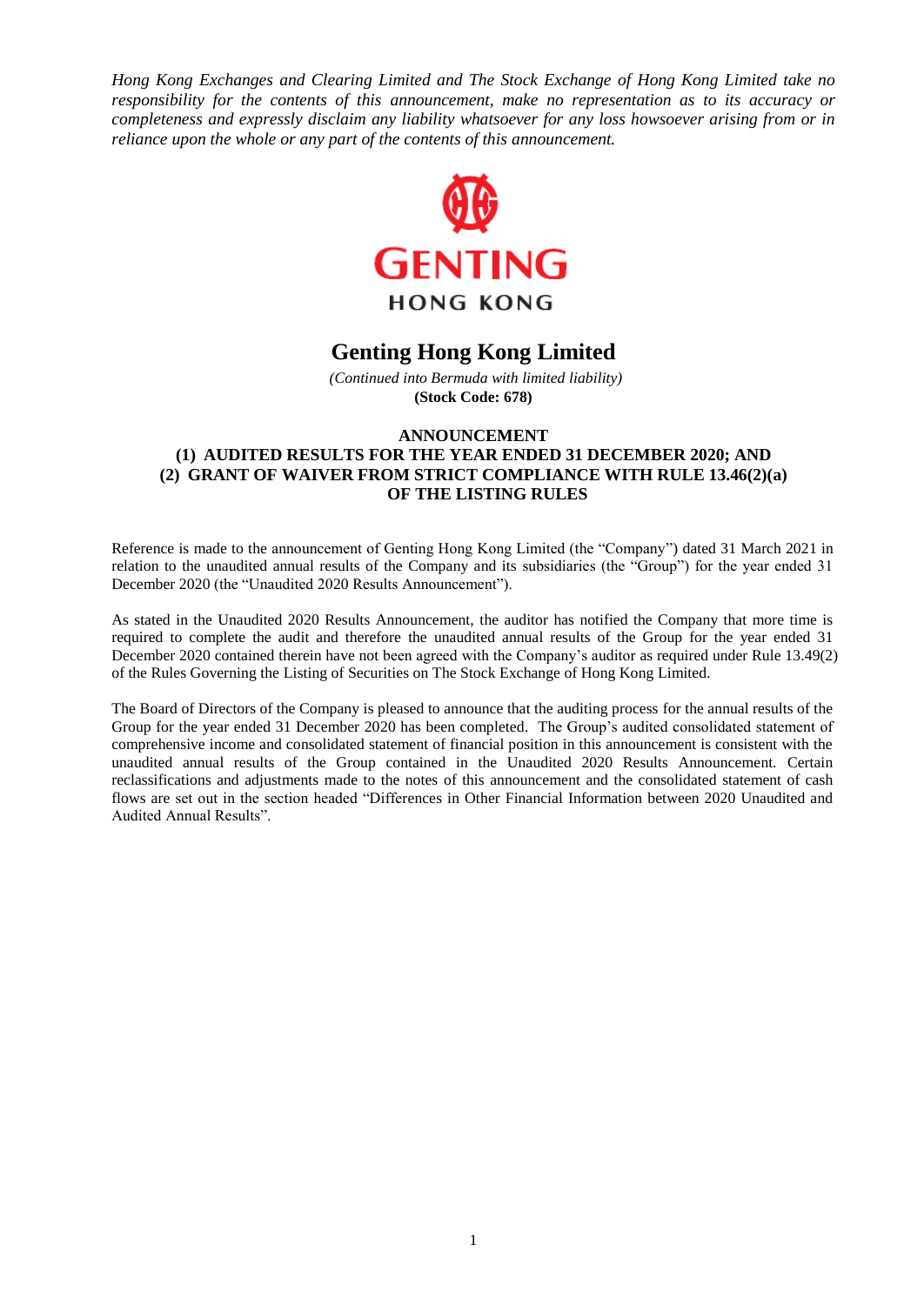*Hong Kong Exchanges and Clearing Limited and The Stock Exchange of Hong Kong Limited take no responsibility for the contents of this announcement, make no representation as to its accuracy or completeness and expressly disclaim any liability whatsoever for any loss howsoever arising from or in reliance upon the whole or any part of the contents of this announcement.*

GENTING
HONG KONG

# Genting Hong Kong Limited

*(Continued into Bermuda with limited liability)*
**(Stock Code: 678)**

## ANNOUNCEMENT
## (1) AUDITED RESULTS FOR THE YEAR ENDED 31 DECEMBER 2020; AND (2) GRANT OF WAIVER FROM STRICT COMPLIANCE WITH RULE 13.46(2)(a) OF THE LISTING RULES

Reference is made to the announcement of Genting Hong Kong Limited (the "Company") dated 31 March 2021 in relation to the unaudited annual results of the Company and its subsidiaries (the "Group") for the year ended 31 December 2020 (the "Unaudited 2020 Results Announcement").

As stated in the Unaudited 2020 Results Announcement, the auditor has notified the Company that more time is required to complete the audit and therefore the unaudited annual results of the Group for the year ended 31 December 2020 contained therein have not been agreed with the Company's auditor as required under Rule 13.49(2) of the Rules Governing the Listing of Securities on The Stock Exchange of Hong Kong Limited.

The Board of Directors of the Company is pleased to announce that the auditing process for the annual results of the Group for the year ended 31 December 2020 has been completed. The Group's audited consolidated statement of comprehensive income and consolidated statement of financial position in this announcement is consistent with the unaudited annual results of the Group contained in the Unaudited 2020 Results Announcement. Certain reclassifications and adjustments made to the notes of this announcement and the consolidated statement of cash flows are set out in the section headed "Differences in Other Financial Information between 2020 Unaudited and Audited Annual Results".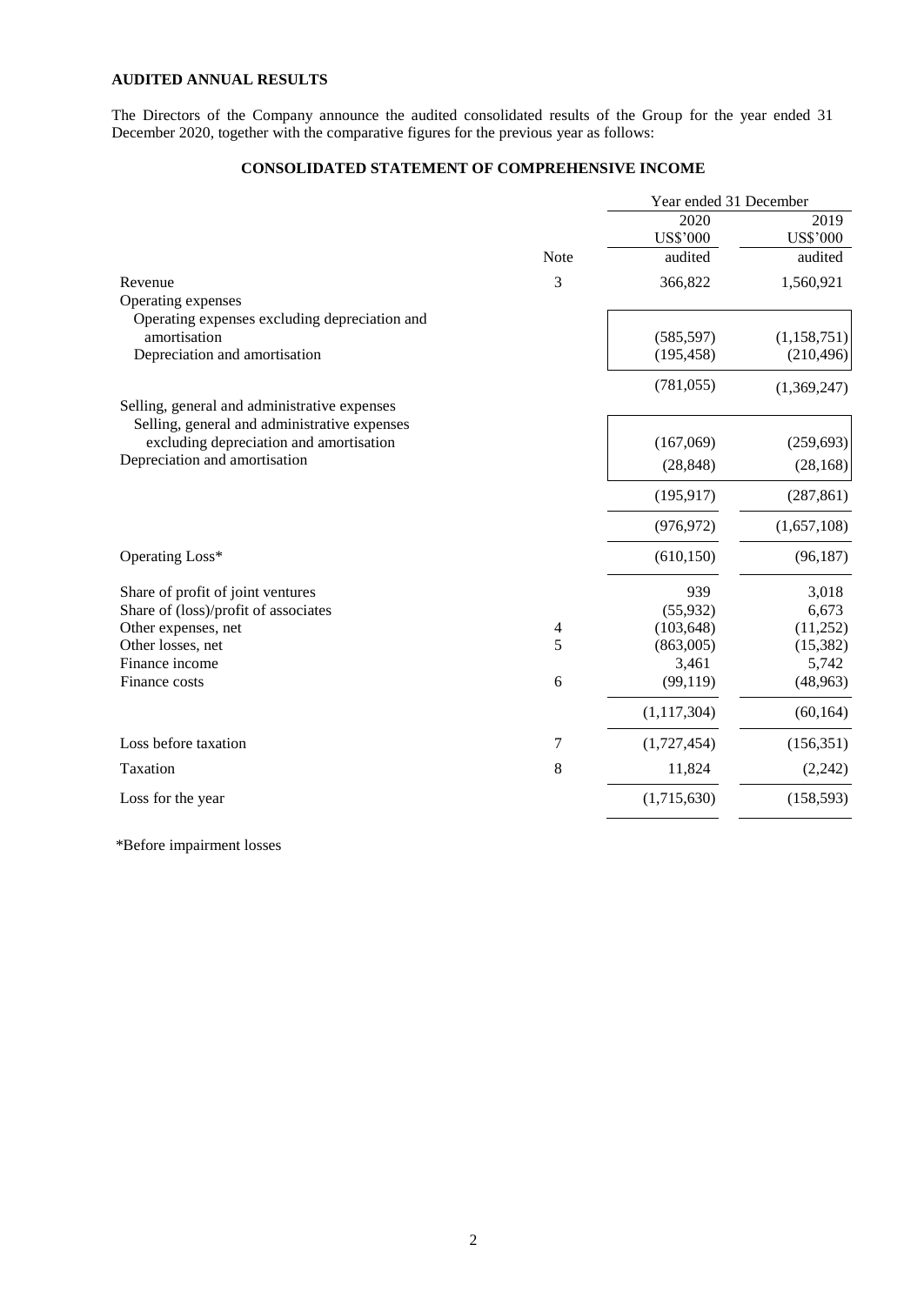**AUDITED ANNUAL RESULTS**

The Directors of the Company announce the audited consolidated results of the Group for the year ended 31 December 2020, together with the comparative figures for the previous year as follows:

## CONSOLIDATED STATEMENT OF COMPREHENSIVE INCOME

| | Note | Year ended 31 December 2020 US$'000 audited | 2019 US$'000 audited |
|---|---|---|---|
| Revenue | 3 | 366,822 | 1,560,921 |
| Operating expenses | | | |
| Operating expenses excluding depreciation and amortisation | | (585,597) | (1,158,751) |
| Depreciation and amortisation | | (195,458) | (210,496) |
| | | (781,055) | (1,369,247) |
| Selling, general and administrative expenses | | | |
| Selling, general and administrative expenses excluding depreciation and amortisation | | (167,069) | (259,693) |
| Depreciation and amortisation | | (28,848) | (28,168) |
| | | (195,917) | (287,861) |
| | | (976,972) | (1,657,108) |
| Operating Loss* | | (610,150) | (96,187) |
| Share of profit of joint ventures | | 939 | 3,018 |
| Share of (loss)/profit of associates | | (55,932) | 6,673 |
| Other expenses, net | 4 | (103,648) | (11,252) |
| Other losses, net | 5 | (863,005) | (15,382) |
| Finance income | | 3,461 | 5,742 |
| Finance costs | 6 | (99,119) | (48,963) |
| | | (1,117,304) | (60,164) |
| Loss before taxation | 7 | (1,727,454) | (156,351) |
| Taxation | 8 | 11,824 | (2,242) |
| Loss for the year | | (1,715,630) | (158,593) |

*Before impairment losses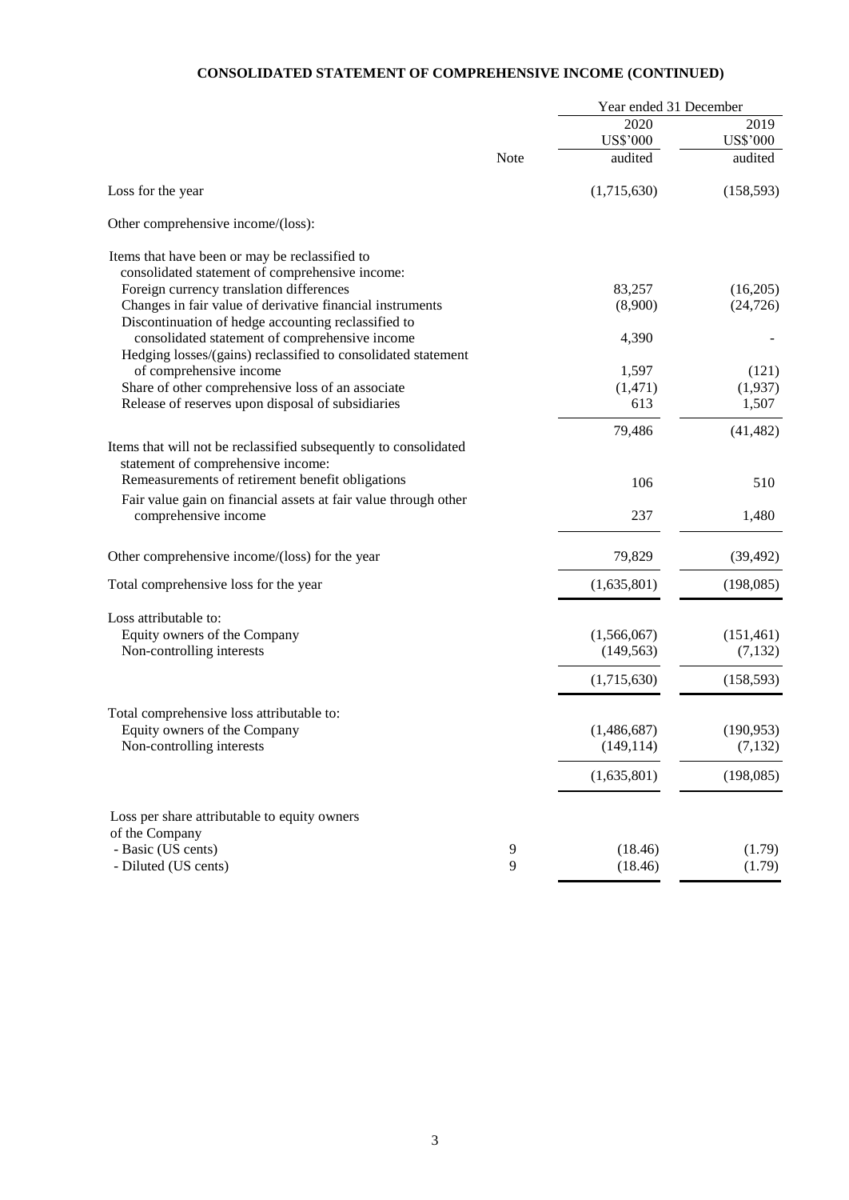# CONSOLIDATED STATEMENT OF COMPREHENSIVE INCOME (CONTINUED)

| | Note | Year ended 31 December 2020 US$'000 audited | 2019 US$'000 audited |
|---|---|---|---|
| Loss for the year | | (1,715,630) | (158,593) |
| Other comprehensive income/(loss): | | | |
| Items that have been or may be reclassified to consolidated statement of comprehensive income: | | | |
| Foreign currency translation differences | | 83,257 | (16,205) |
| Changes in fair value of derivative financial instruments | | (8,900) | (24,726) |
| Discontinuation of hedge accounting reclassified to consolidated statement of comprehensive income | | 4,390 | - |
| Hedging losses/(gains) reclassified to consolidated statement of comprehensive income | | 1,597 | (121) |
| Share of other comprehensive loss of an associate | | (1,471) | (1,937) |
| Release of reserves upon disposal of subsidiaries | | 613 | 1,507 |
| | | 79,486 | (41,482) |
| Items that will not be reclassified subsequently to consolidated statement of comprehensive income: | | | |
| Remeasurements of retirement benefit obligations | | 106 | 510 |
| Fair value gain on financial assets at fair value through other comprehensive income | | 237 | 1,480 |
| Other comprehensive income/(loss) for the year | | 79,829 | (39,492) |
| Total comprehensive loss for the year | | (1,635,801) | (198,085) |
| Loss attributable to: | | | |
| Equity owners of the Company | | (1,566,067) | (151,461) |
| Non-controlling interests | | (149,563) | (7,132) |
| | | (1,715,630) | (158,593) |
| Total comprehensive loss attributable to: | | | |
| Equity owners of the Company | | (1,486,687) | (190,953) |
| Non-controlling interests | | (149,114) | (7,132) |
| | | (1,635,801) | (198,085) |
| Loss per share attributable to equity owners of the Company | | | |
| - Basic (US cents) | 9 | (18.46) | (1.79) |
| - Diluted (US cents) | 9 | (18.46) | (1.79) |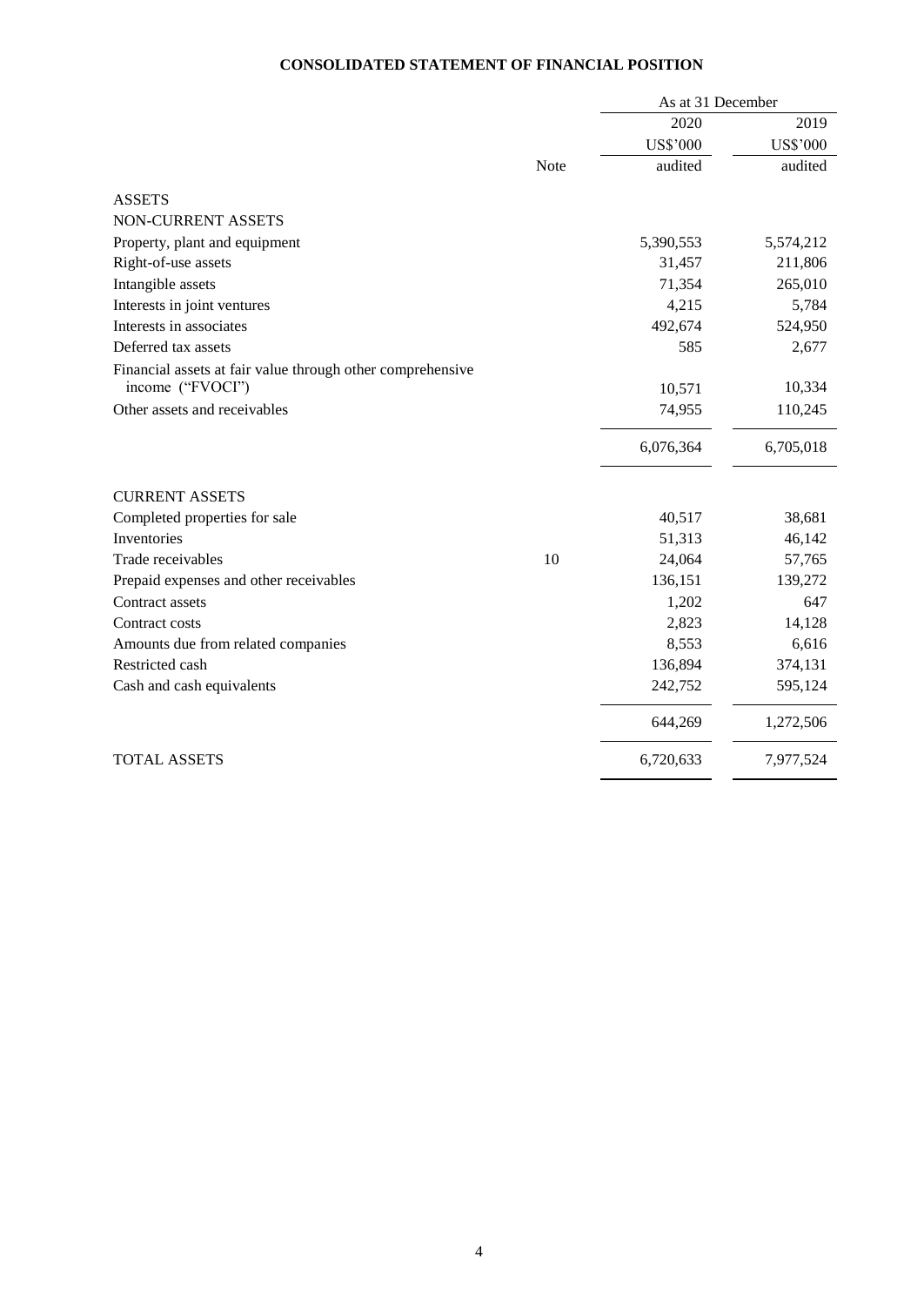# CONSOLIDATED STATEMENT OF FINANCIAL POSITION

| | Note | As at 31 December 2020 US$'000 audited | 2019 US$'000 audited |
|---|---|---|---|
| ASSETS | | | |
| NON-CURRENT ASSETS | | | |
| Property, plant and equipment | | 5,390,553 | 5,574,212 |
| Right-of-use assets | | 31,457 | 211,806 |
| Intangible assets | | 71,354 | 265,010 |
| Interests in joint ventures | | 4,215 | 5,784 |
| Interests in associates | | 492,674 | 524,950 |
| Deferred tax assets | | 585 | 2,677 |
| Financial assets at fair value through other comprehensive income ("FVOCI") | | 10,571 | 10,334 |
| Other assets and receivables | | 74,955 | 110,245 |
| | | 6,076,364 | 6,705,018 |
| CURRENT ASSETS | | | |
| Completed properties for sale | | 40,517 | 38,681 |
| Inventories | | 51,313 | 46,142 |
| Trade receivables | 10 | 24,064 | 57,765 |
| Prepaid expenses and other receivables | | 136,151 | 139,272 |
| Contract assets | | 1,202 | 647 |
| Contract costs | | 2,823 | 14,128 |
| Amounts due from related companies | | 8,553 | 6,616 |
| Restricted cash | | 136,894 | 374,131 |
| Cash and cash equivalents | | 242,752 | 595,124 |
| | | 644,269 | 1,272,506 |
| TOTAL ASSETS | | 6,720,633 | 7,977,524 |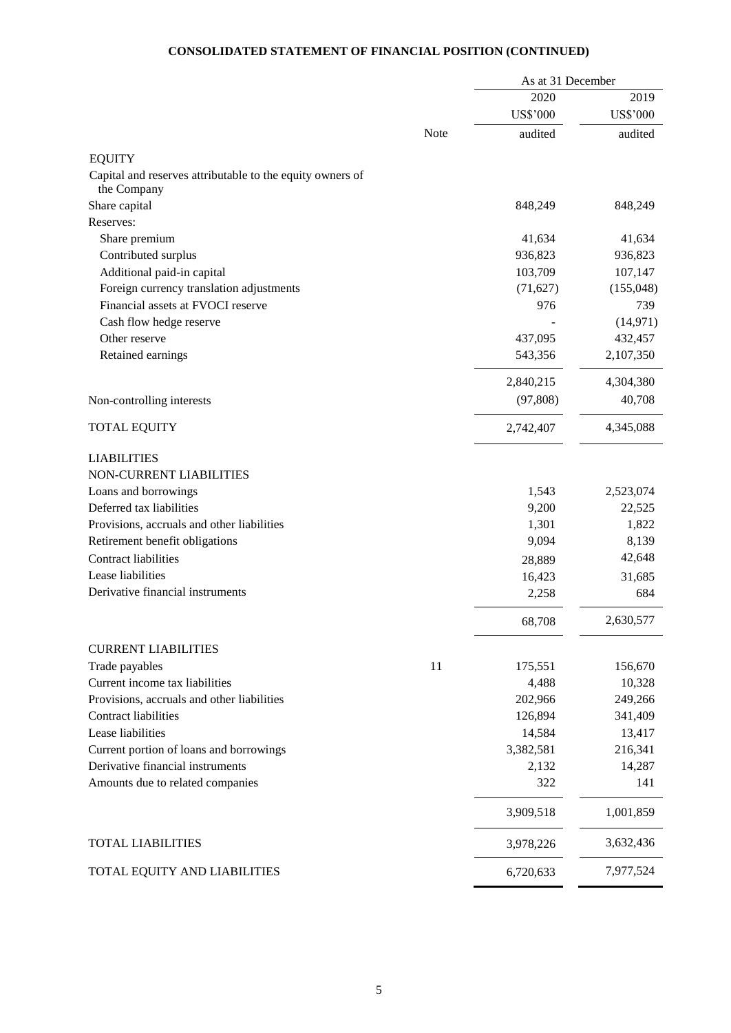# CONSOLIDATED STATEMENT OF FINANCIAL POSITION (CONTINUED)

| | Note | As at 31 December 2020 US$'000 audited | As at 31 December 2019 US$'000 audited |
|---|---|---|---|
| **EQUITY** | | | |
| Capital and reserves attributable to the equity owners of the Company | | | |
| Share capital | | 848,249 | 848,249 |
| Reserves: | | | |
| Share premium | | 41,634 | 41,634 |
| Contributed surplus | | 936,823 | 936,823 |
| Additional paid-in capital | | 103,709 | 107,147 |
| Foreign currency translation adjustments | | (71,627) | (155,048) |
| Financial assets at FVOCI reserve | | 976 | 739 |
| Cash flow hedge reserve | | - | (14,971) |
| Other reserve | | 437,095 | 432,457 |
| Retained earnings | | 543,356 | 2,107,350 |
| | | 2,840,215 | 4,304,380 |
| Non-controlling interests | | (97,808) | 40,708 |
| TOTAL EQUITY | | 2,742,407 | 4,345,088 |
| **LIABILITIES** | | | |
| NON-CURRENT LIABILITIES | | | |
| Loans and borrowings | | 1,543 | 2,523,074 |
| Deferred tax liabilities | | 9,200 | 22,525 |
| Provisions, accruals and other liabilities | | 1,301 | 1,822 |
| Retirement benefit obligations | | 9,094 | 8,139 |
| Contract liabilities | | 28,889 | 42,648 |
| Lease liabilities | | 16,423 | 31,685 |
| Derivative financial instruments | | 2,258 | 684 |
| | | 68,708 | 2,630,577 |
| CURRENT LIABILITIES | | | |
| Trade payables | 11 | 175,551 | 156,670 |
| Current income tax liabilities | | 4,488 | 10,328 |
| Provisions, accruals and other liabilities | | 202,966 | 249,266 |
| Contract liabilities | | 126,894 | 341,409 |
| Lease liabilities | | 14,584 | 13,417 |
| Current portion of loans and borrowings | | 3,382,581 | 216,341 |
| Derivative financial instruments | | 2,132 | 14,287 |
| Amounts due to related companies | | 322 | 141 |
| | | 3,909,518 | 1,001,859 |
| TOTAL LIABILITIES | | 3,978,226 | 3,632,436 |
| TOTAL EQUITY AND LIABILITIES | | 6,720,633 | 7,977,524 |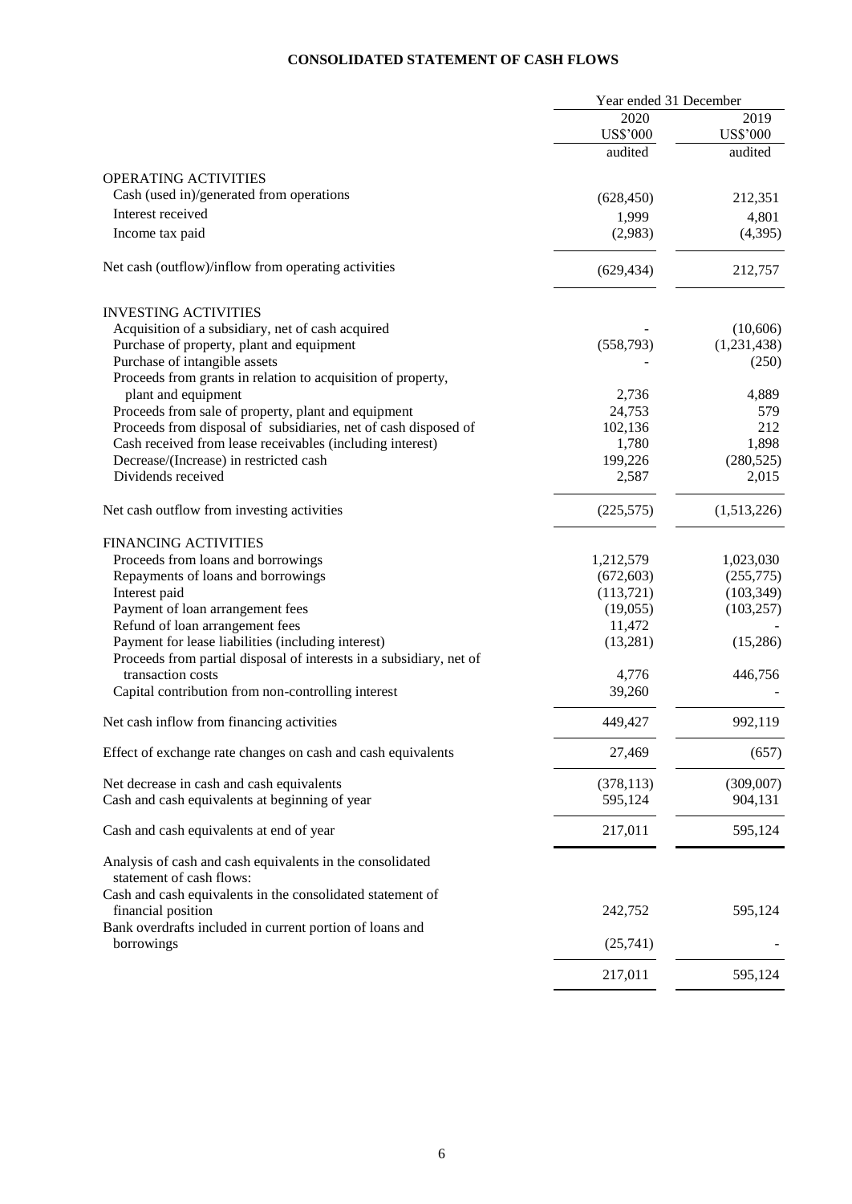# CONSOLIDATED STATEMENT OF CASH FLOWS

| | Year ended 31 December | |
|---|---|---|
| | 2020 | 2019 |
| | US$'000 | US$'000 |
| | audited | audited |
| **OPERATING ACTIVITIES** | | |
| Cash (used in)/generated from operations | (628,450) | 212,351 |
| Interest received | 1,999 | 4,801 |
| Income tax paid | (2,983) | (4,395) |
| Net cash (outflow)/inflow from operating activities | (629,434) | 212,757 |
| **INVESTING ACTIVITIES** | | |
| Acquisition of a subsidiary, net of cash acquired | - | (10,606) |
| Purchase of property, plant and equipment | (558,793) | (1,231,438) |
| Purchase of intangible assets | - | (250) |
| Proceeds from grants in relation to acquisition of property, plant and equipment | 2,736 | 4,889 |
| Proceeds from sale of property, plant and equipment | 24,753 | 579 |
| Proceeds from disposal of subsidiaries, net of cash disposed of | 102,136 | 212 |
| Cash received from lease receivables (including interest) | 1,780 | 1,898 |
| Decrease/(Increase) in restricted cash | 199,226 | (280,525) |
| Dividends received | 2,587 | 2,015 |
| Net cash outflow from investing activities | (225,575) | (1,513,226) |
| **FINANCING ACTIVITIES** | | |
| Proceeds from loans and borrowings | 1,212,579 | 1,023,030 |
| Repayments of loans and borrowings | (672,603) | (255,775) |
| Interest paid | (113,721) | (103,349) |
| Payment of loan arrangement fees | (19,055) | (103,257) |
| Refund of loan arrangement fees | 11,472 | - |
| Payment for lease liabilities (including interest) | (13,281) | (15,286) |
| Proceeds from partial disposal of interests in a subsidiary, net of transaction costs | 4,776 | 446,756 |
| Capital contribution from non-controlling interest | 39,260 | - |
| Net cash inflow from financing activities | 449,427 | 992,119 |
| Effect of exchange rate changes on cash and cash equivalents | 27,469 | (657) |
| Net decrease in cash and cash equivalents | (378,113) | (309,007) |
| Cash and cash equivalents at beginning of year | 595,124 | 904,131 |
| Cash and cash equivalents at end of year | 217,011 | 595,124 |
| Analysis of cash and cash equivalents in the consolidated statement of cash flows: | | |
| Cash and cash equivalents in the consolidated statement of financial position | 242,752 | 595,124 |
| Bank overdrafts included in current portion of loans and borrowings | (25,741) | - |
| | 217,011 | 595,124 |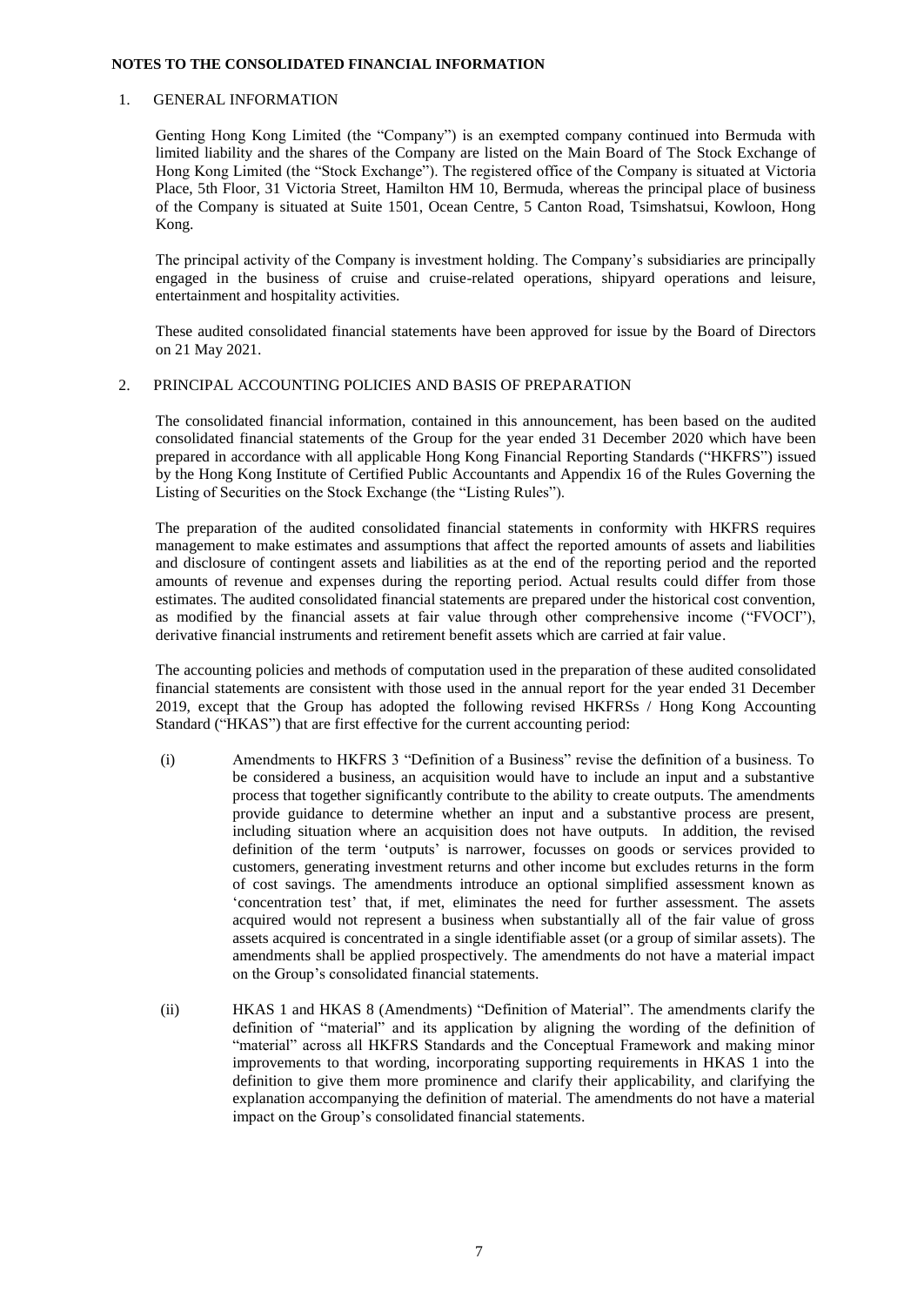## NOTES TO THE CONSOLIDATED FINANCIAL INFORMATION

### 1. GENERAL INFORMATION

Genting Hong Kong Limited (the "Company") is an exempted company continued into Bermuda with limited liability and the shares of the Company are listed on the Main Board of The Stock Exchange of Hong Kong Limited (the "Stock Exchange"). The registered office of the Company is situated at Victoria Place, 5th Floor, 31 Victoria Street, Hamilton HM 10, Bermuda, whereas the principal place of business of the Company is situated at Suite 1501, Ocean Centre, 5 Canton Road, Tsimshatsui, Kowloon, Hong Kong.

The principal activity of the Company is investment holding. The Company's subsidiaries are principally engaged in the business of cruise and cruise-related operations, shipyard operations and leisure, entertainment and hospitality activities.

These audited consolidated financial statements have been approved for issue by the Board of Directors on 21 May 2021.

### 2. PRINCIPAL ACCOUNTING POLICIES AND BASIS OF PREPARATION

The consolidated financial information, contained in this announcement, has been based on the audited consolidated financial statements of the Group for the year ended 31 December 2020 which have been prepared in accordance with all applicable Hong Kong Financial Reporting Standards ("HKFRS") issued by the Hong Kong Institute of Certified Public Accountants and Appendix 16 of the Rules Governing the Listing of Securities on the Stock Exchange (the "Listing Rules").

The preparation of the audited consolidated financial statements in conformity with HKFRS requires management to make estimates and assumptions that affect the reported amounts of assets and liabilities and disclosure of contingent assets and liabilities as at the end of the reporting period and the reported amounts of revenue and expenses during the reporting period. Actual results could differ from those estimates. The audited consolidated financial statements are prepared under the historical cost convention, as modified by the financial assets at fair value through other comprehensive income ("FVOCI"), derivative financial instruments and retirement benefit assets which are carried at fair value.

The accounting policies and methods of computation used in the preparation of these audited consolidated financial statements are consistent with those used in the annual report for the year ended 31 December 2019, except that the Group has adopted the following revised HKFRSs / Hong Kong Accounting Standard ("HKAS") that are first effective for the current accounting period:

(i) Amendments to HKFRS 3 "Definition of a Business" revise the definition of a business. To be considered a business, an acquisition would have to include an input and a substantive process that together significantly contribute to the ability to create outputs. The amendments provide guidance to determine whether an input and a substantive process are present, including situation where an acquisition does not have outputs. In addition, the revised definition of the term 'outputs' is narrower, focusses on goods or services provided to customers, generating investment returns and other income but excludes returns in the form of cost savings. The amendments introduce an optional simplified assessment known as 'concentration test' that, if met, eliminates the need for further assessment. The assets acquired would not represent a business when substantially all of the fair value of gross assets acquired is concentrated in a single identifiable asset (or a group of similar assets). The amendments shall be applied prospectively. The amendments do not have a material impact on the Group's consolidated financial statements.

(ii) HKAS 1 and HKAS 8 (Amendments) "Definition of Material". The amendments clarify the definition of "material" and its application by aligning the wording of the definition of "material" across all HKFRS Standards and the Conceptual Framework and making minor improvements to that wording, incorporating supporting requirements in HKAS 1 into the definition to give them more prominence and clarify their applicability, and clarifying the explanation accompanying the definition of material. The amendments do not have a material impact on the Group's consolidated financial statements.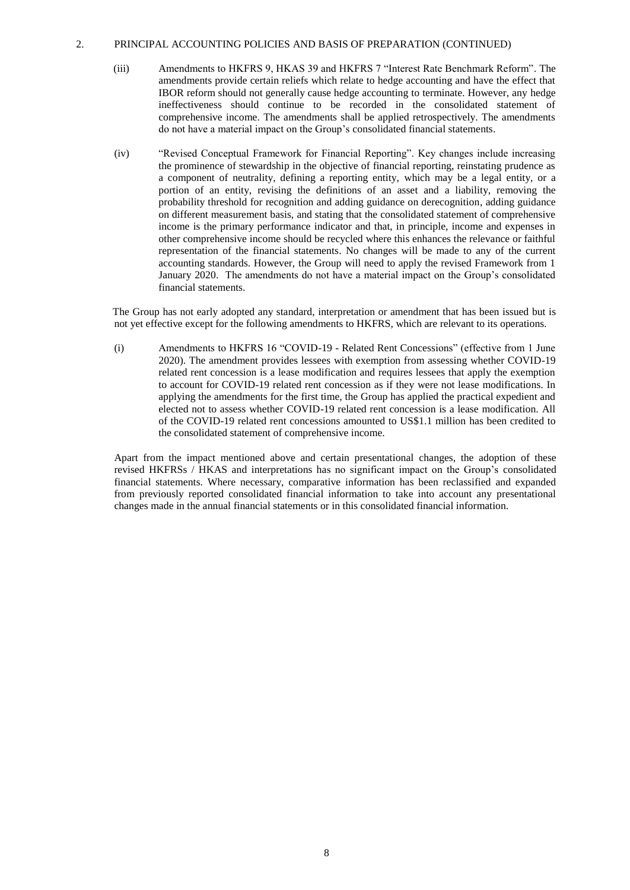## 2. PRINCIPAL ACCOUNTING POLICIES AND BASIS OF PREPARATION (CONTINUED)

(iii) Amendments to HKFRS 9, HKAS 39 and HKFRS 7 "Interest Rate Benchmark Reform". The amendments provide certain reliefs which relate to hedge accounting and have the effect that IBOR reform should not generally cause hedge accounting to terminate. However, any hedge ineffectiveness should continue to be recorded in the consolidated statement of comprehensive income. The amendments shall be applied retrospectively. The amendments do not have a material impact on the Group's consolidated financial statements.

(iv) "Revised Conceptual Framework for Financial Reporting". Key changes include increasing the prominence of stewardship in the objective of financial reporting, reinstating prudence as a component of neutrality, defining a reporting entity, which may be a legal entity, or a portion of an entity, revising the definitions of an asset and a liability, removing the probability threshold for recognition and adding guidance on derecognition, adding guidance on different measurement basis, and stating that the consolidated statement of comprehensive income is the primary performance indicator and that, in principle, income and expenses in other comprehensive income should be recycled where this enhances the relevance or faithful representation of the financial statements. No changes will be made to any of the current accounting standards. However, the Group will need to apply the revised Framework from 1 January 2020. The amendments do not have a material impact on the Group's consolidated financial statements.

The Group has not early adopted any standard, interpretation or amendment that has been issued but is not yet effective except for the following amendments to HKFRS, which are relevant to its operations.

(i) Amendments to HKFRS 16 "COVID-19 - Related Rent Concessions" (effective from 1 June 2020). The amendment provides lessees with exemption from assessing whether COVID-19 related rent concession is a lease modification and requires lessees that apply the exemption to account for COVID-19 related rent concession as if they were not lease modifications. In applying the amendments for the first time, the Group has applied the practical expedient and elected not to assess whether COVID-19 related rent concession is a lease modification. All of the COVID-19 related rent concessions amounted to US$1.1 million has been credited to the consolidated statement of comprehensive income.

Apart from the impact mentioned above and certain presentational changes, the adoption of these revised HKFRSs / HKAS and interpretations has no significant impact on the Group's consolidated financial statements. Where necessary, comparative information has been reclassified and expanded from previously reported consolidated financial information to take into account any presentational changes made in the annual financial statements or in this consolidated financial information.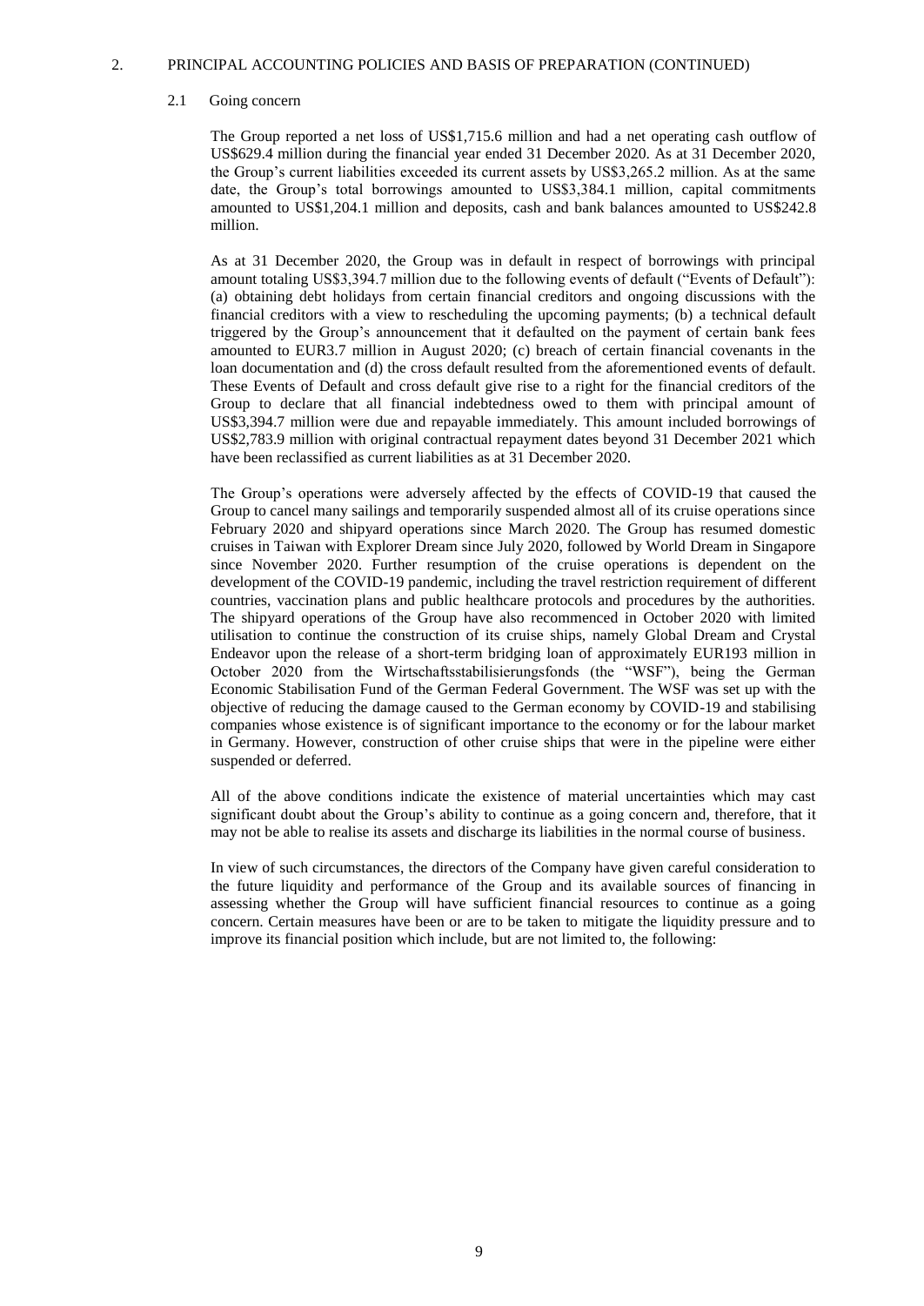## 2. PRINCIPAL ACCOUNTING POLICIES AND BASIS OF PREPARATION (CONTINUED)

### 2.1 Going concern

The Group reported a net loss of US$1,715.6 million and had a net operating cash outflow of US$629.4 million during the financial year ended 31 December 2020. As at 31 December 2020, the Group's current liabilities exceeded its current assets by US$3,265.2 million. As at the same date, the Group's total borrowings amounted to US$3,384.1 million, capital commitments amounted to US$1,204.1 million and deposits, cash and bank balances amounted to US$242.8 million.

As at 31 December 2020, the Group was in default in respect of borrowings with principal amount totaling US$3,394.7 million due to the following events of default ("Events of Default"): (a) obtaining debt holidays from certain financial creditors and ongoing discussions with the financial creditors with a view to rescheduling the upcoming payments; (b) a technical default triggered by the Group's announcement that it defaulted on the payment of certain bank fees amounted to EUR3.7 million in August 2020; (c) breach of certain financial covenants in the loan documentation and (d) the cross default resulted from the aforementioned events of default. These Events of Default and cross default give rise to a right for the financial creditors of the Group to declare that all financial indebtedness owed to them with principal amount of US$3,394.7 million were due and repayable immediately. This amount included borrowings of US$2,783.9 million with original contractual repayment dates beyond 31 December 2021 which have been reclassified as current liabilities as at 31 December 2020.

The Group's operations were adversely affected by the effects of COVID-19 that caused the Group to cancel many sailings and temporarily suspended almost all of its cruise operations since February 2020 and shipyard operations since March 2020. The Group has resumed domestic cruises in Taiwan with Explorer Dream since July 2020, followed by World Dream in Singapore since November 2020. Further resumption of the cruise operations is dependent on the development of the COVID-19 pandemic, including the travel restriction requirement of different countries, vaccination plans and public healthcare protocols and procedures by the authorities. The shipyard operations of the Group have also recommenced in October 2020 with limited utilisation to continue the construction of its cruise ships, namely Global Dream and Crystal Endeavor upon the release of a short-term bridging loan of approximately EUR193 million in October 2020 from the Wirtschaftsstabilisierungsfonds (the "WSF"), being the German Economic Stabilisation Fund of the German Federal Government. The WSF was set up with the objective of reducing the damage caused to the German economy by COVID-19 and stabilising companies whose existence is of significant importance to the economy or for the labour market in Germany. However, construction of other cruise ships that were in the pipeline were either suspended or deferred.

All of the above conditions indicate the existence of material uncertainties which may cast significant doubt about the Group's ability to continue as a going concern and, therefore, that it may not be able to realise its assets and discharge its liabilities in the normal course of business.

In view of such circumstances, the directors of the Company have given careful consideration to the future liquidity and performance of the Group and its available sources of financing in assessing whether the Group will have sufficient financial resources to continue as a going concern. Certain measures have been or are to be taken to mitigate the liquidity pressure and to improve its financial position which include, but are not limited to, the following: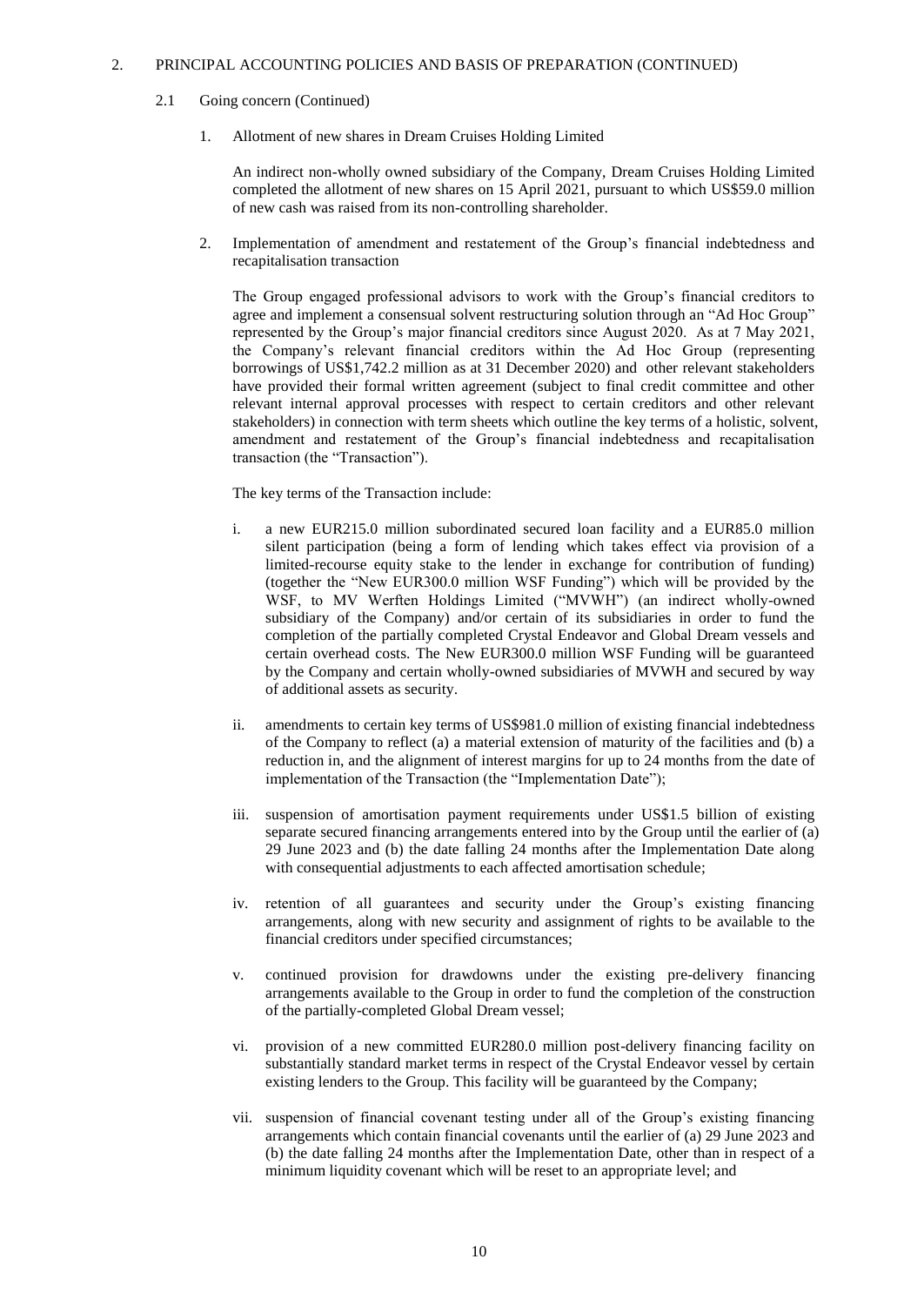## 2. PRINCIPAL ACCOUNTING POLICIES AND BASIS OF PREPARATION (CONTINUED)

### 2.1 Going concern (Continued)

1. Allotment of new shares in Dream Cruises Holding Limited

   An indirect non-wholly owned subsidiary of the Company, Dream Cruises Holding Limited completed the allotment of new shares on 15 April 2021, pursuant to which US$59.0 million of new cash was raised from its non-controlling shareholder.

2. Implementation of amendment and restatement of the Group's financial indebtedness and recapitalisation transaction

   The Group engaged professional advisors to work with the Group's financial creditors to agree and implement a consensual solvent restructuring solution through an "Ad Hoc Group" represented by the Group's major financial creditors since August 2020. As at 7 May 2021, the Company's relevant financial creditors within the Ad Hoc Group (representing borrowings of US$1,742.2 million as at 31 December 2020) and other relevant stakeholders have provided their formal written agreement (subject to final credit committee and other relevant internal approval processes with respect to certain creditors and other relevant stakeholders) in connection with term sheets which outline the key terms of a holistic, solvent, amendment and restatement of the Group's financial indebtedness and recapitalisation transaction (the "Transaction").

   The key terms of the Transaction include:

   i. a new EUR215.0 million subordinated secured loan facility and a EUR85.0 million silent participation (being a form of lending which takes effect via provision of a limited-recourse equity stake to the lender in exchange for contribution of funding) (together the "New EUR300.0 million WSF Funding") which will be provided by the WSF, to MV Werften Holdings Limited ("MVWH") (an indirect wholly-owned subsidiary of the Company) and/or certain of its subsidiaries in order to fund the completion of the partially completed Crystal Endeavor and Global Dream vessels and certain overhead costs. The New EUR300.0 million WSF Funding will be guaranteed by the Company and certain wholly-owned subsidiaries of MVWH and secured by way of additional assets as security.

   ii. amendments to certain key terms of US$981.0 million of existing financial indebtedness of the Company to reflect (a) a material extension of maturity of the facilities and (b) a reduction in, and the alignment of interest margins for up to 24 months from the date of implementation of the Transaction (the "Implementation Date");

   iii. suspension of amortisation payment requirements under US$1.5 billion of existing separate secured financing arrangements entered into by the Group until the earlier of (a) 29 June 2023 and (b) the date falling 24 months after the Implementation Date along with consequential adjustments to each affected amortisation schedule;

   iv. retention of all guarantees and security under the Group's existing financing arrangements, along with new security and assignment of rights to be available to the financial creditors under specified circumstances;

   v. continued provision for drawdowns under the existing pre-delivery financing arrangements available to the Group in order to fund the completion of the construction of the partially-completed Global Dream vessel;

   vi. provision of a new committed EUR280.0 million post-delivery financing facility on substantially standard market terms in respect of the Crystal Endeavor vessel by certain existing lenders to the Group. This facility will be guaranteed by the Company;

   vii. suspension of financial covenant testing under all of the Group's existing financing arrangements which contain financial covenants until the earlier of (a) 29 June 2023 and (b) the date falling 24 months after the Implementation Date, other than in respect of a minimum liquidity covenant which will be reset to an appropriate level; and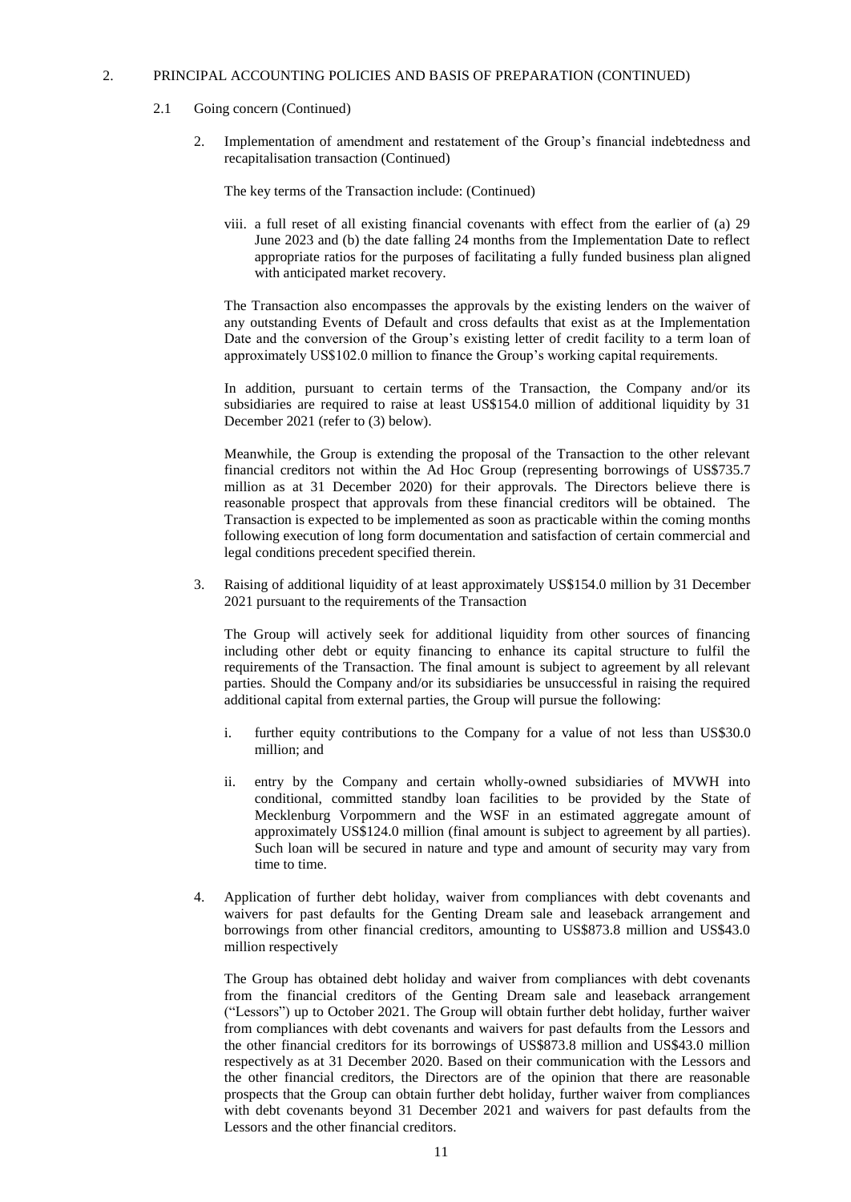## 2. PRINCIPAL ACCOUNTING POLICIES AND BASIS OF PREPARATION (CONTINUED)

### 2.1 Going concern (Continued)

2. Implementation of amendment and restatement of the Group's financial indebtedness and recapitalisation transaction (Continued)

   The key terms of the Transaction include: (Continued)

   viii. a full reset of all existing financial covenants with effect from the earlier of (a) 29 June 2023 and (b) the date falling 24 months from the Implementation Date to reflect appropriate ratios for the purposes of facilitating a fully funded business plan aligned with anticipated market recovery.

   The Transaction also encompasses the approvals by the existing lenders on the waiver of any outstanding Events of Default and cross defaults that exist as at the Implementation Date and the conversion of the Group's existing letter of credit facility to a term loan of approximately US$102.0 million to finance the Group's working capital requirements.

   In addition, pursuant to certain terms of the Transaction, the Company and/or its subsidiaries are required to raise at least US$154.0 million of additional liquidity by 31 December 2021 (refer to (3) below).

   Meanwhile, the Group is extending the proposal of the Transaction to the other relevant financial creditors not within the Ad Hoc Group (representing borrowings of US$735.7 million as at 31 December 2020) for their approvals. The Directors believe there is reasonable prospect that approvals from these financial creditors will be obtained. The Transaction is expected to be implemented as soon as practicable within the coming months following execution of long form documentation and satisfaction of certain commercial and legal conditions precedent specified therein.

3. Raising of additional liquidity of at least approximately US$154.0 million by 31 December 2021 pursuant to the requirements of the Transaction

   The Group will actively seek for additional liquidity from other sources of financing including other debt or equity financing to enhance its capital structure to fulfil the requirements of the Transaction. The final amount is subject to agreement by all relevant parties. Should the Company and/or its subsidiaries be unsuccessful in raising the required additional capital from external parties, the Group will pursue the following:

   i. further equity contributions to the Company for a value of not less than US$30.0 million; and

   ii. entry by the Company and certain wholly-owned subsidiaries of MVWH into conditional, committed standby loan facilities to be provided by the State of Mecklenburg Vorpommern and the WSF in an estimated aggregate amount of approximately US$124.0 million (final amount is subject to agreement by all parties). Such loan will be secured in nature and type and amount of security may vary from time to time.

4. Application of further debt holiday, waiver from compliances with debt covenants and waivers for past defaults for the Genting Dream sale and leaseback arrangement and borrowings from other financial creditors, amounting to US$873.8 million and US$43.0 million respectively

   The Group has obtained debt holiday and waiver from compliances with debt covenants from the financial creditors of the Genting Dream sale and leaseback arrangement ("Lessors") up to October 2021. The Group will obtain further debt holiday, further waiver from compliances with debt covenants and waivers for past defaults from the Lessors and the other financial creditors for its borrowings of US$873.8 million and US$43.0 million respectively as at 31 December 2020. Based on their communication with the Lessors and the other financial creditors, the Directors are of the opinion that there are reasonable prospects that the Group can obtain further debt holiday, further waiver from compliances with debt covenants beyond 31 December 2021 and waivers for past defaults from the Lessors and the other financial creditors.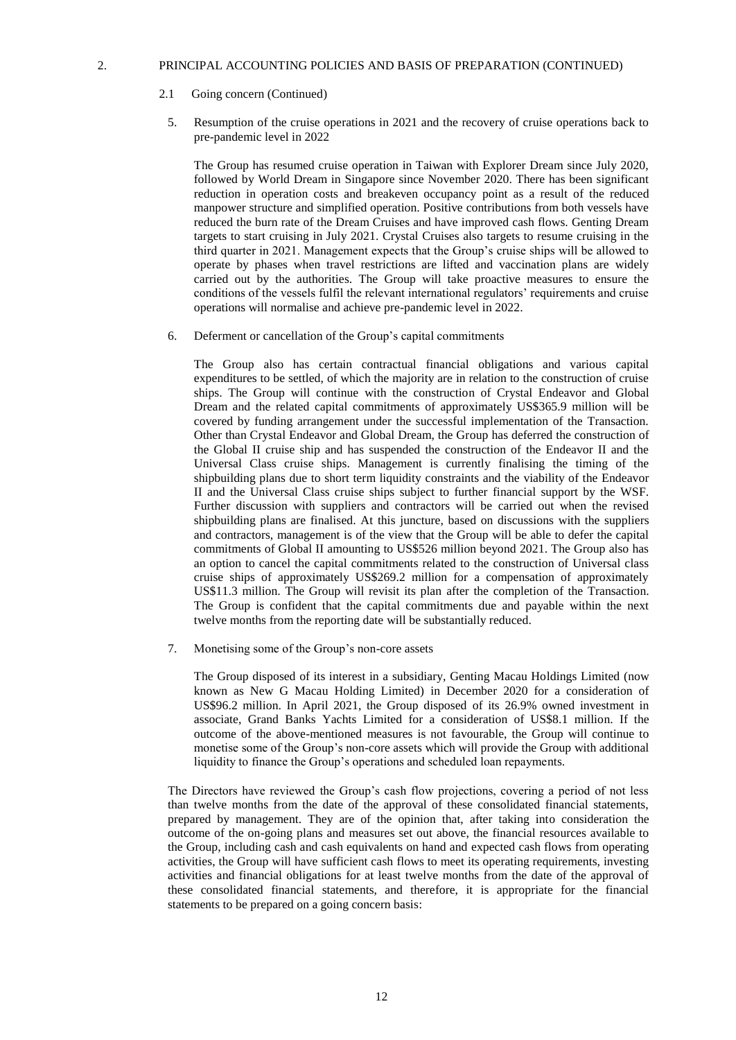## 2. PRINCIPAL ACCOUNTING POLICIES AND BASIS OF PREPARATION (CONTINUED)

### 2.1 Going concern (Continued)

5. Resumption of the cruise operations in 2021 and the recovery of cruise operations back to pre-pandemic level in 2022

   The Group has resumed cruise operation in Taiwan with Explorer Dream since July 2020, followed by World Dream in Singapore since November 2020. There has been significant reduction in operation costs and breakeven occupancy point as a result of the reduced manpower structure and simplified operation. Positive contributions from both vessels have reduced the burn rate of the Dream Cruises and have improved cash flows. Genting Dream targets to start cruising in July 2021. Crystal Cruises also targets to resume cruising in the third quarter in 2021. Management expects that the Group's cruise ships will be allowed to operate by phases when travel restrictions are lifted and vaccination plans are widely carried out by the authorities. The Group will take proactive measures to ensure the conditions of the vessels fulfil the relevant international regulators' requirements and cruise operations will normalise and achieve pre-pandemic level in 2022.

6. Deferment or cancellation of the Group's capital commitments

   The Group also has certain contractual financial obligations and various capital expenditures to be settled, of which the majority are in relation to the construction of cruise ships. The Group will continue with the construction of Crystal Endeavor and Global Dream and the related capital commitments of approximately US$365.9 million will be covered by funding arrangement under the successful implementation of the Transaction. Other than Crystal Endeavor and Global Dream, the Group has deferred the construction of the Global II cruise ship and has suspended the construction of the Endeavor II and the Universal Class cruise ships. Management is currently finalising the timing of the shipbuilding plans due to short term liquidity constraints and the viability of the Endeavor II and the Universal Class cruise ships subject to further financial support by the WSF. Further discussion with suppliers and contractors will be carried out when the revised shipbuilding plans are finalised. At this juncture, based on discussions with the suppliers and contractors, management is of the view that the Group will be able to defer the capital commitments of Global II amounting to US$526 million beyond 2021. The Group also has an option to cancel the capital commitments related to the construction of Universal class cruise ships of approximately US$269.2 million for a compensation of approximately US$11.3 million. The Group will revisit its plan after the completion of the Transaction. The Group is confident that the capital commitments due and payable within the next twelve months from the reporting date will be substantially reduced.

7. Monetising some of the Group's non-core assets

   The Group disposed of its interest in a subsidiary, Genting Macau Holdings Limited (now known as New G Macau Holding Limited) in December 2020 for a consideration of US$96.2 million. In April 2021, the Group disposed of its 26.9% owned investment in associate, Grand Banks Yachts Limited for a consideration of US$8.1 million. If the outcome of the above-mentioned measures is not favourable, the Group will continue to monetise some of the Group's non-core assets which will provide the Group with additional liquidity to finance the Group's operations and scheduled loan repayments.

The Directors have reviewed the Group's cash flow projections, covering a period of not less than twelve months from the date of the approval of these consolidated financial statements, prepared by management. They are of the opinion that, after taking into consideration the outcome of the on-going plans and measures set out above, the financial resources available to the Group, including cash and cash equivalents on hand and expected cash flows from operating activities, the Group will have sufficient cash flows to meet its operating requirements, investing activities and financial obligations for at least twelve months from the date of the approval of these consolidated financial statements, and therefore, it is appropriate for the financial statements to be prepared on a going concern basis: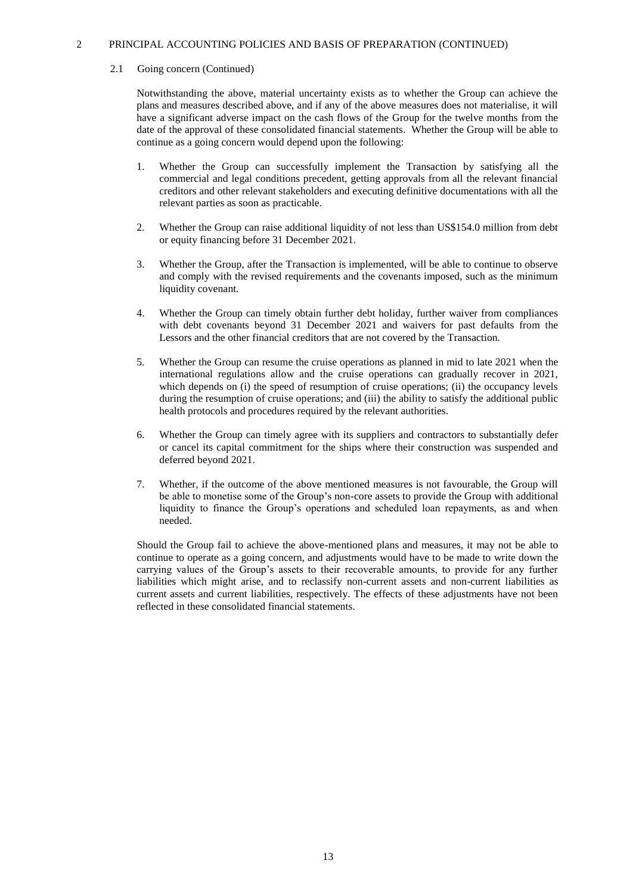## 2 PRINCIPAL ACCOUNTING POLICIES AND BASIS OF PREPARATION (CONTINUED)

### 2.1 Going concern (Continued)

Notwithstanding the above, material uncertainty exists as to whether the Group can achieve the plans and measures described above, and if any of the above measures does not materialise, it will have a significant adverse impact on the cash flows of the Group for the twelve months from the date of the approval of these consolidated financial statements. Whether the Group will be able to continue as a going concern would depend upon the following:

1. Whether the Group can successfully implement the Transaction by satisfying all the commercial and legal conditions precedent, getting approvals from all the relevant financial creditors and other relevant stakeholders and executing definitive documentations with all the relevant parties as soon as practicable.

2. Whether the Group can raise additional liquidity of not less than US$154.0 million from debt or equity financing before 31 December 2021.

3. Whether the Group, after the Transaction is implemented, will be able to continue to observe and comply with the revised requirements and the covenants imposed, such as the minimum liquidity covenant.

4. Whether the Group can timely obtain further debt holiday, further waiver from compliances with debt covenants beyond 31 December 2021 and waivers for past defaults from the Lessors and the other financial creditors that are not covered by the Transaction.

5. Whether the Group can resume the cruise operations as planned in mid to late 2021 when the international regulations allow and the cruise operations can gradually recover in 2021, which depends on (i) the speed of resumption of cruise operations; (ii) the occupancy levels during the resumption of cruise operations; and (iii) the ability to satisfy the additional public health protocols and procedures required by the relevant authorities.

6. Whether the Group can timely agree with its suppliers and contractors to substantially defer or cancel its capital commitment for the ships where their construction was suspended and deferred beyond 2021.

7. Whether, if the outcome of the above mentioned measures is not favourable, the Group will be able to monetise some of the Group's non-core assets to provide the Group with additional liquidity to finance the Group's operations and scheduled loan repayments, as and when needed.

Should the Group fail to achieve the above-mentioned plans and measures, it may not be able to continue to operate as a going concern, and adjustments would have to be made to write down the carrying values of the Group's assets to their recoverable amounts, to provide for any further liabilities which might arise, and to reclassify non-current assets and non-current liabilities as current assets and current liabilities, respectively. The effects of these adjustments have not been reflected in these consolidated financial statements.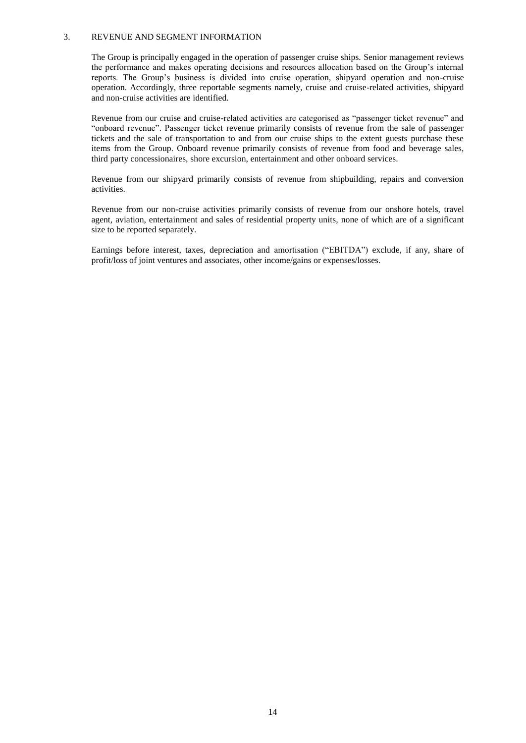## 3. REVENUE AND SEGMENT INFORMATION

The Group is principally engaged in the operation of passenger cruise ships. Senior management reviews the performance and makes operating decisions and resources allocation based on the Group's internal reports. The Group's business is divided into cruise operation, shipyard operation and non-cruise operation. Accordingly, three reportable segments namely, cruise and cruise-related activities, shipyard and non-cruise activities are identified.

Revenue from our cruise and cruise-related activities are categorised as "passenger ticket revenue" and "onboard revenue". Passenger ticket revenue primarily consists of revenue from the sale of passenger tickets and the sale of transportation to and from our cruise ships to the extent guests purchase these items from the Group. Onboard revenue primarily consists of revenue from food and beverage sales, third party concessionaires, shore excursion, entertainment and other onboard services.

Revenue from our shipyard primarily consists of revenue from shipbuilding, repairs and conversion activities.

Revenue from our non-cruise activities primarily consists of revenue from our onshore hotels, travel agent, aviation, entertainment and sales of residential property units, none of which are of a significant size to be reported separately.

Earnings before interest, taxes, depreciation and amortisation ("EBITDA") exclude, if any, share of profit/loss of joint ventures and associates, other income/gains or expenses/losses.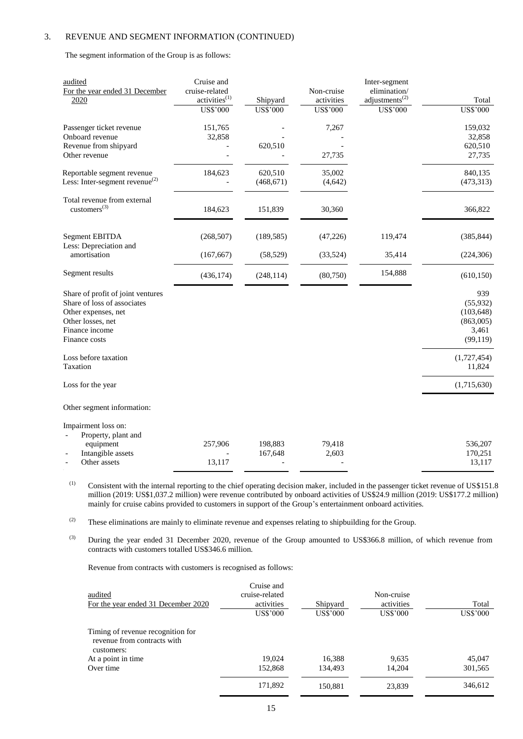### 3. REVENUE AND SEGMENT INFORMATION (CONTINUED)

The segment information of the Group is as follows:

| audited<br>For the year ended 31 December 2020 | Cruise and cruise-related activities[(1)]<br>US$'000 | Shipyard<br>US$'000 | Non-cruise activities<br>US$'000 | Inter-segment elimination/ adjustments[(2)]<br>US$'000 | Total<br>US$'000 |
|---|---|---|---|---|---|
| Passenger ticket revenue | 151,765 | - | 7,267 | | 159,032 |
| Onboard revenue | 32,858 | - | - | | 32,858 |
| Revenue from shipyard | - | 620,510 | - | | 620,510 |
| Other revenue | - | - | 27,735 | | 27,735 |
| Reportable segment revenue | 184,623 | 620,510 | 35,002 | | 840,135 |
| Less: Inter-segment revenue[(2)] | - | (468,671) | (4,642) | | (473,313) |
| Total revenue from external customers[(3)] | 184,623 | 151,839 | 30,360 | | 366,822 |
| Segment EBITDA | (268,507) | (189,585) | (47,226) | 119,474 | (385,844) |
| Less: Depreciation and amortisation | (167,667) | (58,529) | (33,524) | 35,414 | (224,306) |
| Segment results | (436,174) | (248,114) | (80,750) | 154,888 | (610,150) |
| Share of profit of joint ventures | | | | | 939 |
| Share of loss of associates | | | | | (55,932) |
| Other expenses, net | | | | | (103,648) |
| Other losses, net | | | | | (863,005) |
| Finance income | | | | | 3,461 |
| Finance costs | | | | | (99,119) |
| Loss before taxation | | | | | (1,727,454) |
| Taxation | | | | | 11,824 |
| Loss for the year | | | | | (1,715,630) |
| Other segment information: | | | | | |
| Impairment loss on: | | | | | |
| - Property, plant and equipment | 257,906 | 198,883 | 79,418 | | 536,207 |
| - Intangible assets | - | 167,648 | 2,603 | | 170,251 |
| - Other assets | 13,117 | - | - | | 13,117 |

(1) Consistent with the internal reporting to the chief operating decision maker, included in the passenger ticket revenue of US$151.8 million (2019: US$1,037.2 million) were revenue contributed by onboard activities of US$24.9 million (2019: US$177.2 million) mainly for cruise cabins provided to customers in support of the Group's entertainment onboard activities.

(2) These eliminations are mainly to eliminate revenue and expenses relating to shipbuilding for the Group.

(3) During the year ended 31 December 2020, revenue of the Group amounted to US$366.8 million, of which revenue from contracts with customers totalled US$346.6 million.

Revenue from contracts with customers is recognised as follows:

| audited<br>For the year ended 31 December 2020 | Cruise and cruise-related activities<br>US$'000 | Shipyard<br>US$'000 | Non-cruise activities<br>US$'000 | Total<br>US$'000 |
|---|---|---|---|---|
| Timing of revenue recognition for revenue from contracts with customers: | | | | |
| At a point in time | 19,024 | 16,388 | 9,635 | 45,047 |
| Over time | 152,868 | 134,493 | 14,204 | 301,565 |
| | 171,892 | 150,881 | 23,839 | 346,612 |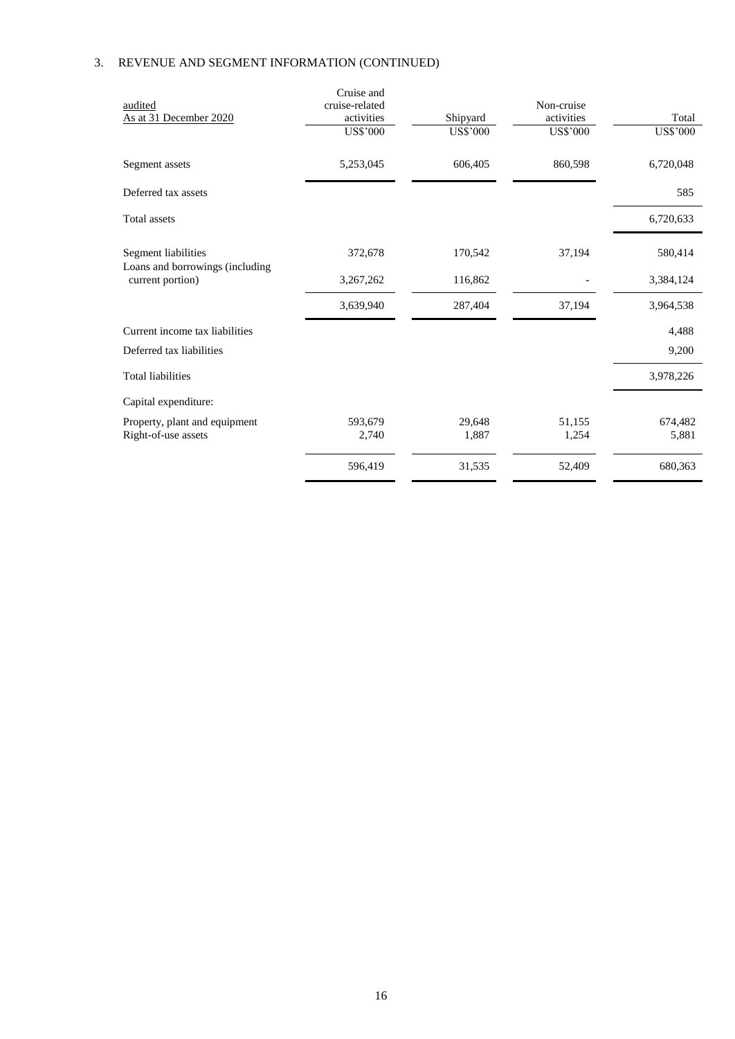## 3. REVENUE AND SEGMENT INFORMATION (CONTINUED)

| audited<br>As at 31 December 2020 | Cruise and cruise-related activities<br>US$'000 | Shipyard<br>US$'000 | Non-cruise activities<br>US$'000 | Total<br>US$'000 |
|---|---|---|---|---|
| Segment assets | 5,253,045 | 606,405 | 860,598 | 6,720,048 |
| Deferred tax assets | | | | 585 |
| Total assets | | | | 6,720,633 |
| Segment liabilities | 372,678 | 170,542 | 37,194 | 580,414 |
| Loans and borrowings (including current portion) | 3,267,262 | 116,862 | - | 3,384,124 |
| | 3,639,940 | 287,404 | 37,194 | 3,964,538 |
| Current income tax liabilities | | | | 4,488 |
| Deferred tax liabilities | | | | 9,200 |
| Total liabilities | | | | 3,978,226 |
| Capital expenditure: | | | | |
| Property, plant and equipment | 593,679 | 29,648 | 51,155 | 674,482 |
| Right-of-use assets | 2,740 | 1,887 | 1,254 | 5,881 |
| | 596,419 | 31,535 | 52,409 | 680,363 |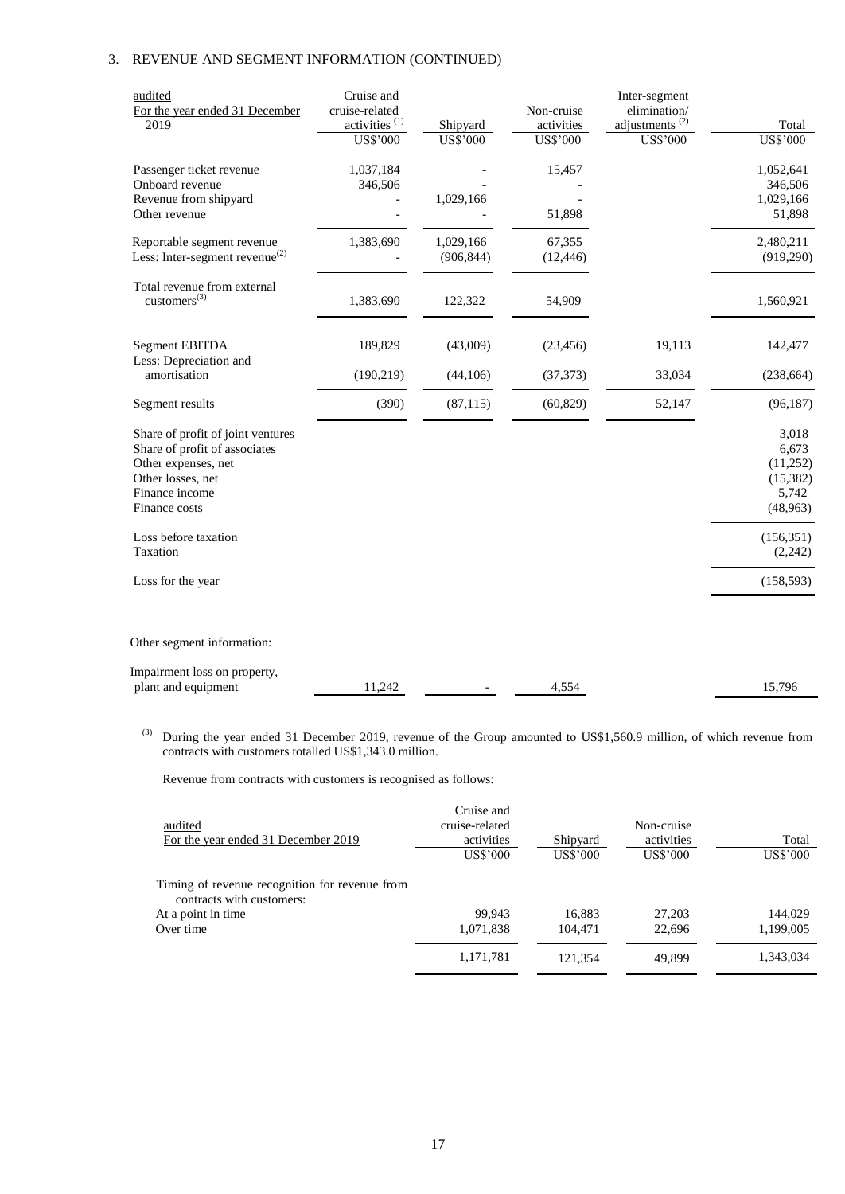## 3. REVENUE AND SEGMENT INFORMATION (CONTINUED)

| audited<br>For the year ended 31 December 2019 | Cruise and cruise-related activities [(1)]<br>US$'000 | Shipyard<br>US$'000 | Non-cruise activities<br>US$'000 | Inter-segment elimination/ adjustments [(2)]<br>US$'000 | Total<br>US$'000 |
|---|---|---|---|---|---|
| Passenger ticket revenue | 1,037,184 | - | 15,457 | | 1,052,641 |
| Onboard revenue | 346,506 | - | - | | 346,506 |
| Revenue from shipyard | - | 1,029,166 | - | | 1,029,166 |
| Other revenue | - | - | 51,898 | | 51,898 |
| Reportable segment revenue | 1,383,690 | 1,029,166 | 67,355 | | 2,480,211 |
| Less: Inter-segment revenue[(2)] | - | (906,844) | (12,446) | | (919,290) |
| Total revenue from external customers[(3)] | 1,383,690 | 122,322 | 54,909 | | 1,560,921 |
| Segment EBITDA | 189,829 | (43,009) | (23,456) | 19,113 | 142,477 |
| Less: Depreciation and amortisation | (190,219) | (44,106) | (37,373) | 33,034 | (238,664) |
| Segment results | (390) | (87,115) | (60,829) | 52,147 | (96,187) |
| Share of profit of joint ventures | | | | | 3,018 |
| Share of profit of associates | | | | | 6,673 |
| Other expenses, net | | | | | (11,252) |
| Other losses, net | | | | | (15,382) |
| Finance income | | | | | 5,742 |
| Finance costs | | | | | (48,963) |
| Loss before taxation | | | | | (156,351) |
| Taxation | | | | | (2,242) |
| Loss for the year | | | | | (158,593) |
| Other segment information: | | | | | |
| Impairment loss on property, plant and equipment | 11,242 | - | 4,554 | | 15,796 |

[(3)] During the year ended 31 December 2019, revenue of the Group amounted to US$1,560.9 million, of which revenue from contracts with customers totalled US$1,343.0 million.

Revenue from contracts with customers is recognised as follows:

| audited<br>For the year ended 31 December 2019 | Cruise and cruise-related activities<br>US$'000 | Shipyard<br>US$'000 | Non-cruise activities<br>US$'000 | Total<br>US$'000 |
|---|---|---|---|---|
| Timing of revenue recognition for revenue from contracts with customers: | | | | |
| At a point in time | 99,943 | 16,883 | 27,203 | 144,029 |
| Over time | 1,071,838 | 104,471 | 22,696 | 1,199,005 |
| | 1,171,781 | 121,354 | 49,899 | 1,343,034 |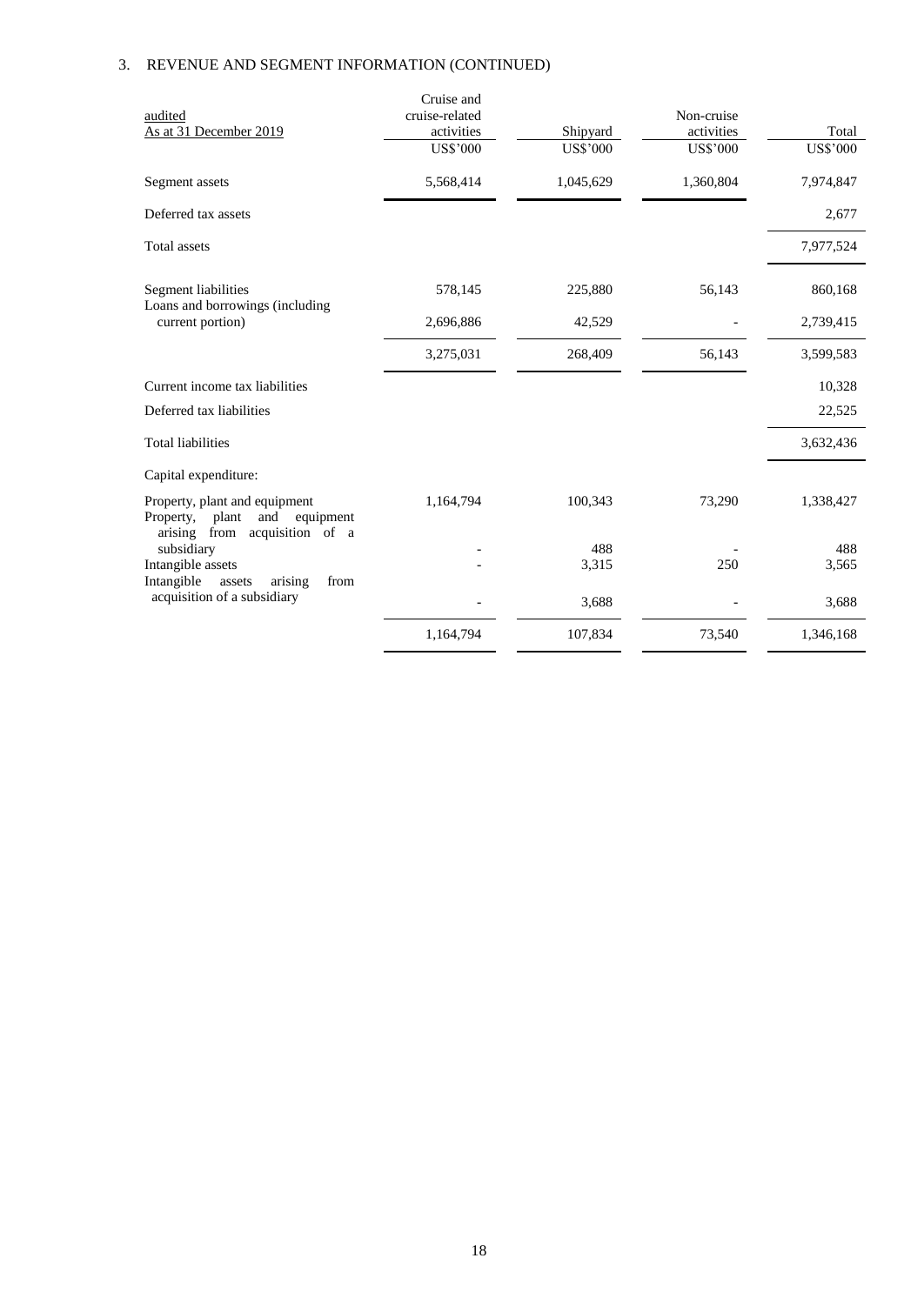3. REVENUE AND SEGMENT INFORMATION (CONTINUED)

| audited<br>As at 31 December 2019 | Cruise and cruise-related activities<br>US$'000 | Shipyard<br>US$'000 | Non-cruise activities<br>US$'000 | Total<br>US$'000 |
|---|---|---|---|---|
| Segment assets | 5,568,414 | 1,045,629 | 1,360,804 | 7,974,847 |
| Deferred tax assets | | | | 2,677 |
| Total assets | | | | 7,977,524 |
| Segment liabilities | 578,145 | 225,880 | 56,143 | 860,168 |
| Loans and borrowings (including current portion) | 2,696,886 | 42,529 | - | 2,739,415 |
| | 3,275,031 | 268,409 | 56,143 | 3,599,583 |
| Current income tax liabilities | | | | 10,328 |
| Deferred tax liabilities | | | | 22,525 |
| Total liabilities | | | | 3,632,436 |
| Capital expenditure: | | | | |
| Property, plant and equipment | 1,164,794 | 100,343 | 73,290 | 1,338,427 |
| Property, plant and equipment arising from acquisition of a subsidiary | - | 488 | - | 488 |
| Intangible assets | - | 3,315 | 250 | 3,565 |
| Intangible assets arising from acquisition of a subsidiary | - | 3,688 | - | 3,688 |
| | 1,164,794 | 107,834 | 73,540 | 1,346,168 |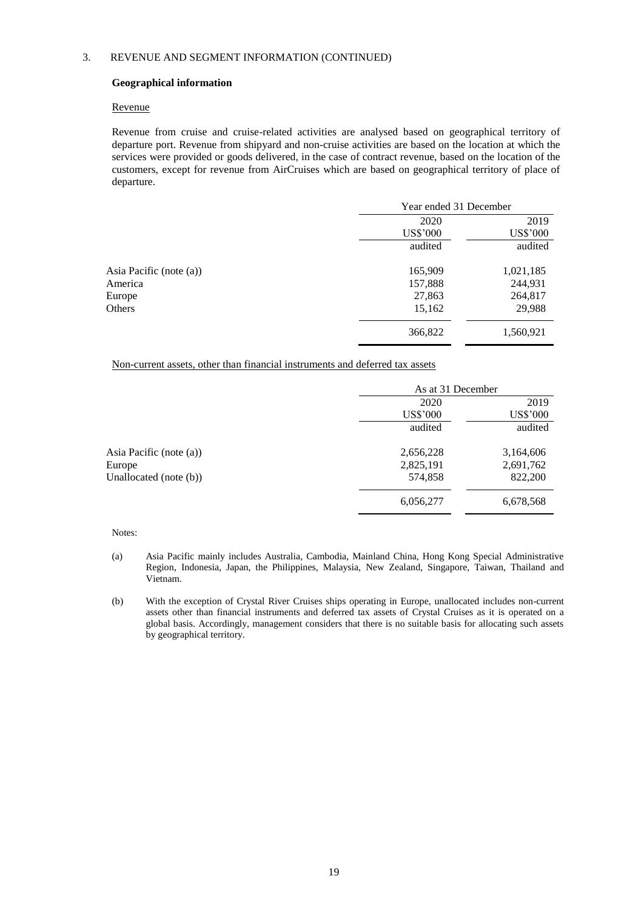## 3. REVENUE AND SEGMENT INFORMATION (CONTINUED)

**Geographical information**

Revenue

Revenue from cruise and cruise-related activities are analysed based on geographical territory of departure port. Revenue from shipyard and non-cruise activities are based on the location at which the services were provided or goods delivered, in the case of contract revenue, based on the location of the customers, except for revenue from AirCruises which are based on geographical territory of place of departure.

| | Year ended 31 December | |
|---|---|---|
| | 2020 | 2019 |
| | US$'000 | US$'000 |
| | audited | audited |
| Asia Pacific (note (a)) | 165,909 | 1,021,185 |
| America | 157,888 | 244,931 |
| Europe | 27,863 | 264,817 |
| Others | 15,162 | 29,988 |
| | 366,822 | 1,560,921 |

Non-current assets, other than financial instruments and deferred tax assets

| | As at 31 December | |
|---|---|---|
| | 2020 | 2019 |
| | US$'000 | US$'000 |
| | audited | audited |
| Asia Pacific (note (a)) | 2,656,228 | 3,164,606 |
| Europe | 2,825,191 | 2,691,762 |
| Unallocated (note (b)) | 574,858 | 822,200 |
| | 6,056,277 | 6,678,568 |

Notes:

(a) Asia Pacific mainly includes Australia, Cambodia, Mainland China, Hong Kong Special Administrative Region, Indonesia, Japan, the Philippines, Malaysia, New Zealand, Singapore, Taiwan, Thailand and Vietnam.

(b) With the exception of Crystal River Cruises ships operating in Europe, unallocated includes non-current assets other than financial instruments and deferred tax assets of Crystal Cruises as it is operated on a global basis. Accordingly, management considers that there is no suitable basis for allocating such assets by geographical territory.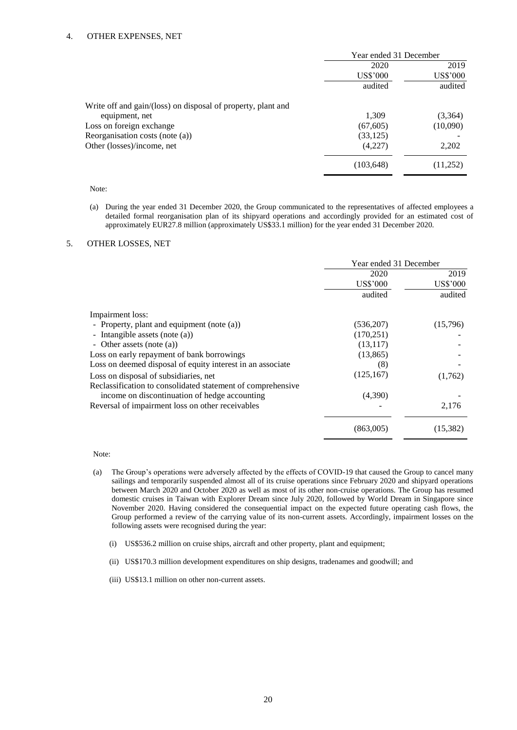## 4. OTHER EXPENSES, NET

| | Year ended 31 December | |
|---|---|---|
| | 2020 | 2019 |
| | US$'000 | US$'000 |
| | audited | audited |
| Write off and gain/(loss) on disposal of property, plant and equipment, net | 1,309 | (3,364) |
| Loss on foreign exchange | (67,605) | (10,090) |
| Reorganisation costs (note (a)) | (33,125) | - |
| Other (losses)/income, net | (4,227) | 2,202 |
| | (103,648) | (11,252) |

Note:

(a) During the year ended 31 December 2020, the Group communicated to the representatives of affected employees a detailed formal reorganisation plan of its shipyard operations and accordingly provided for an estimated cost of approximately EUR27.8 million (approximately US$33.1 million) for the year ended 31 December 2020.

## 5. OTHER LOSSES, NET

| | Year ended 31 December | |
|---|---|---|
| | 2020 | 2019 |
| | US$'000 | US$'000 |
| | audited | audited |
| Impairment loss: | | |
| - Property, plant and equipment (note (a)) | (536,207) | (15,796) |
| - Intangible assets (note (a)) | (170,251) | - |
| - Other assets (note (a)) | (13,117) | - |
| Loss on early repayment of bank borrowings | (13,865) | - |
| Loss on deemed disposal of equity interest in an associate | (8) | - |
| Loss on disposal of subsidiaries, net | (125,167) | (1,762) |
| Reclassification to consolidated statement of comprehensive income on discontinuation of hedge accounting | (4,390) | - |
| Reversal of impairment loss on other receivables | - | 2,176 |
| | (863,005) | (15,382) |

Note:

(a) The Group's operations were adversely affected by the effects of COVID-19 that caused the Group to cancel many sailings and temporarily suspended almost all of its cruise operations since February 2020 and shipyard operations between March 2020 and October 2020 as well as most of its other non-cruise operations. The Group has resumed domestic cruises in Taiwan with Explorer Dream since July 2020, followed by World Dream in Singapore since November 2020. Having considered the consequential impact on the expected future operating cash flows, the Group performed a review of the carrying value of its non-current assets. Accordingly, impairment losses on the following assets were recognised during the year:

(i) US$536.2 million on cruise ships, aircraft and other property, plant and equipment;

(ii) US$170.3 million development expenditures on ship designs, tradenames and goodwill; and

(iii) US$13.1 million on other non-current assets.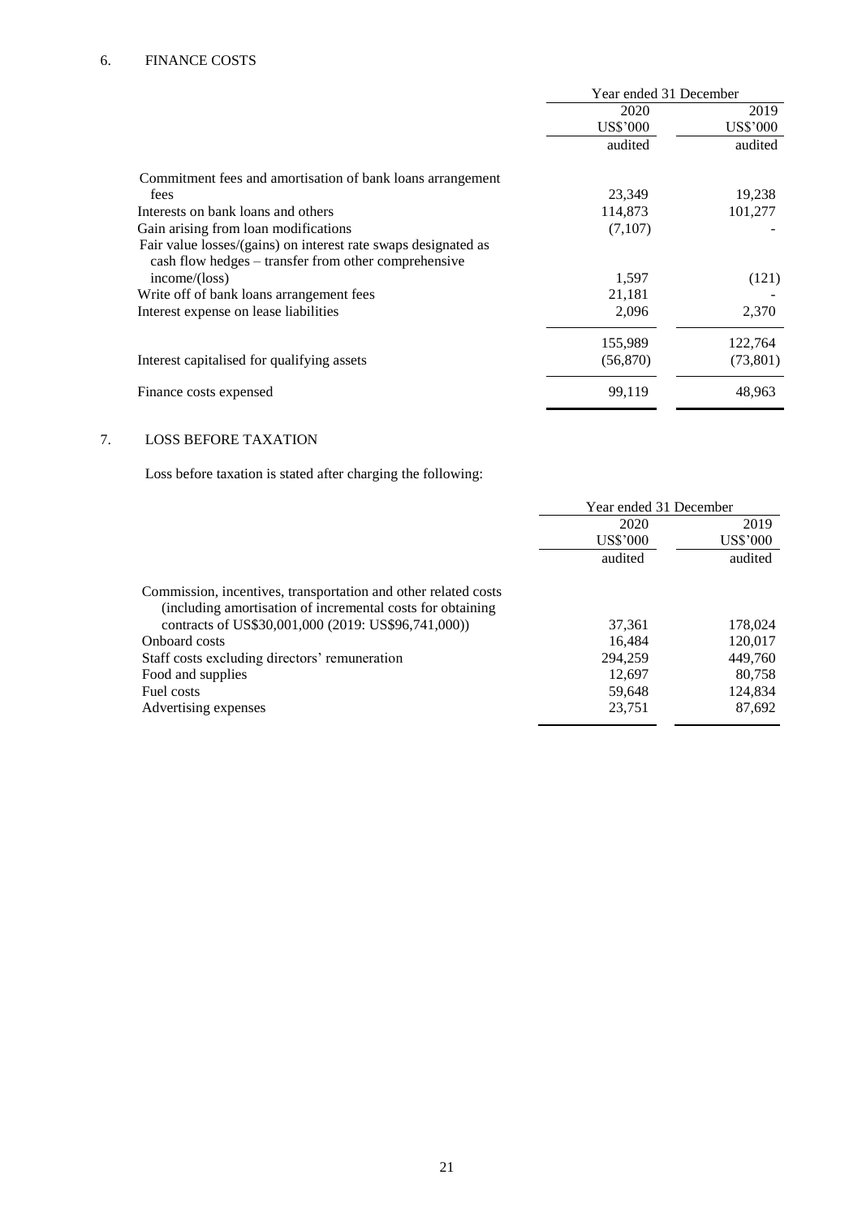## 6. FINANCE COSTS

| | Year ended 31 December | |
|---|---|---|
| | 2020 | 2019 |
| | US$'000 | US$'000 |
| | audited | audited |
| Commitment fees and amortisation of bank loans arrangement fees | 23,349 | 19,238 |
| Interests on bank loans and others | 114,873 | 101,277 |
| Gain arising from loan modifications | (7,107) | - |
| Fair value losses/(gains) on interest rate swaps designated as cash flow hedges – transfer from other comprehensive income/(loss) | 1,597 | (121) |
| Write off of bank loans arrangement fees | 21,181 | - |
| Interest expense on lease liabilities | 2,096 | 2,370 |
| | 155,989 | 122,764 |
| Interest capitalised for qualifying assets | (56,870) | (73,801) |
| Finance costs expensed | 99,119 | 48,963 |

## 7. LOSS BEFORE TAXATION

Loss before taxation is stated after charging the following:

| | Year ended 31 December | |
|---|---|---|
| | 2020 | 2019 |
| | US$'000 | US$'000 |
| | audited | audited |
| Commission, incentives, transportation and other related costs (including amortisation of incremental costs for obtaining contracts of US$30,001,000 (2019: US$96,741,000)) | 37,361 | 178,024 |
| Onboard costs | 16,484 | 120,017 |
| Staff costs excluding directors' remuneration | 294,259 | 449,760 |
| Food and supplies | 12,697 | 80,758 |
| Fuel costs | 59,648 | 124,834 |
| Advertising expenses | 23,751 | 87,692 |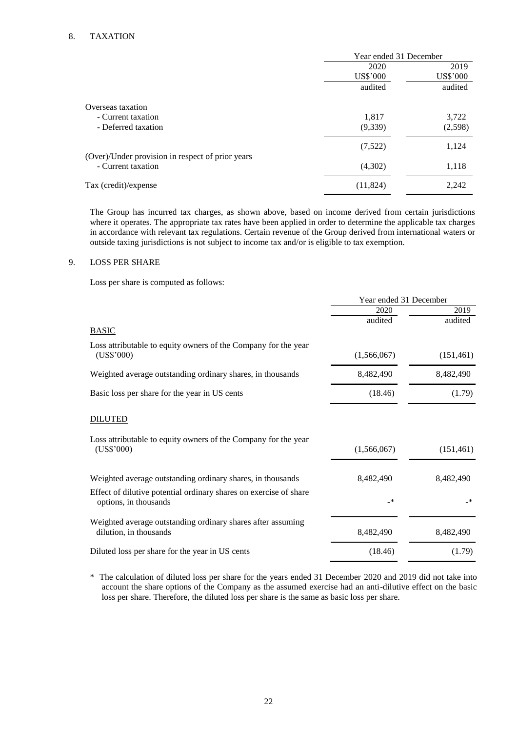## 8. TAXATION

| | Year ended 31 December | |
|---|---|---|
| | 2020 | 2019 |
| | US$'000 | US$'000 |
| | audited | audited |
| Overseas taxation | | |
| - Current taxation | 1,817 | 3,722 |
| - Deferred taxation | (9,339) | (2,598) |
| | (7,522) | 1,124 |
| (Over)/Under provision in respect of prior years | | |
| - Current taxation | (4,302) | 1,118 |
| Tax (credit)/expense | (11,824) | 2,242 |

The Group has incurred tax charges, as shown above, based on income derived from certain jurisdictions where it operates. The appropriate tax rates have been applied in order to determine the applicable tax charges in accordance with relevant tax regulations. Certain revenue of the Group derived from international waters or outside taxing jurisdictions is not subject to income tax and/or is eligible to tax exemption.

## 9. LOSS PER SHARE

Loss per share is computed as follows:

| | Year ended 31 December | |
|---|---|---|
| | 2020 | 2019 |
| | audited | audited |
| <u>BASIC</u> | | |
| Loss attributable to equity owners of the Company for the year (US$'000) | (1,566,067) | (151,461) |
| Weighted average outstanding ordinary shares, in thousands | 8,482,490 | 8,482,490 |
| Basic loss per share for the year in US cents | (18.46) | (1.79) |
| <u>DILUTED</u> | | |
| Loss attributable to equity owners of the Company for the year (US$'000) | (1,566,067) | (151,461) |
| Weighted average outstanding ordinary shares, in thousands | 8,482,490 | 8,482,490 |
| Effect of dilutive potential ordinary shares on exercise of share options, in thousands | -* | -* |
| Weighted average outstanding ordinary shares after assuming dilution, in thousands | 8,482,490 | 8,482,490 |
| Diluted loss per share for the year in US cents | (18.46) | (1.79) |

\* The calculation of diluted loss per share for the years ended 31 December 2020 and 2019 did not take into account the share options of the Company as the assumed exercise had an anti-dilutive effect on the basic loss per share. Therefore, the diluted loss per share is the same as basic loss per share.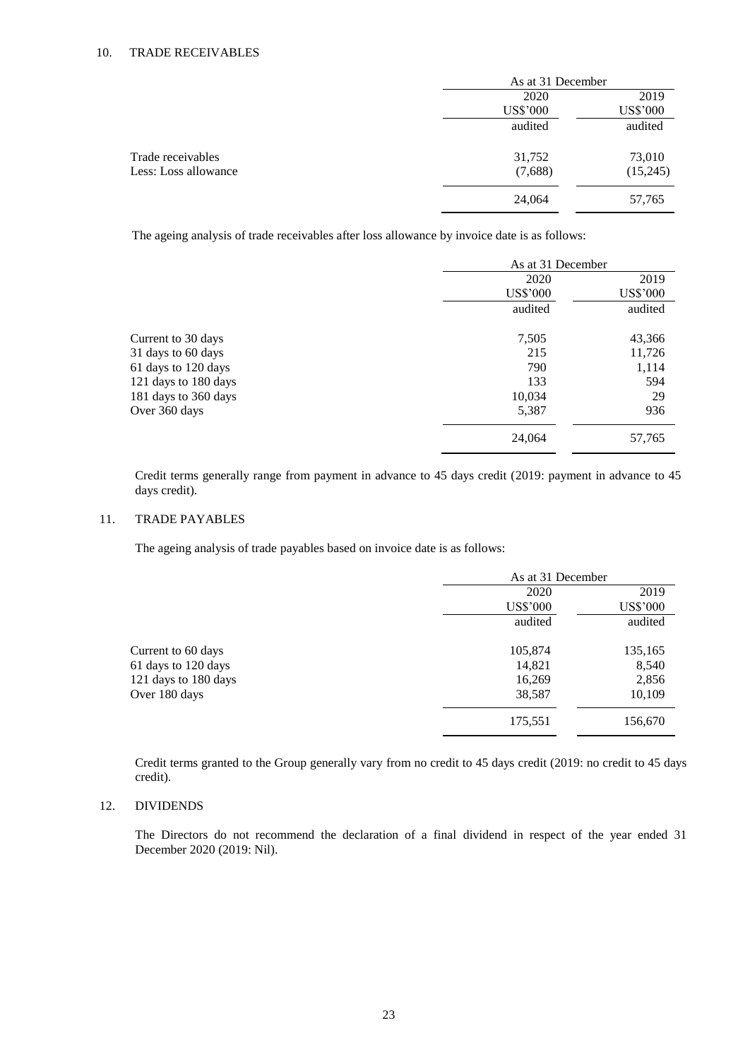## 10. TRADE RECEIVABLES

| | As at 31 December | |
|---|---|---|
| | 2020 | 2019 |
| | US$'000 | US$'000 |
| | audited | audited |
| Trade receivables | 31,752 | 73,010 |
| Less: Loss allowance | (7,688) | (15,245) |
| | 24,064 | 57,765 |

The ageing analysis of trade receivables after loss allowance by invoice date is as follows:

| | As at 31 December | |
|---|---|---|
| | 2020 | 2019 |
| | US$'000 | US$'000 |
| | audited | audited |
| Current to 30 days | 7,505 | 43,366 |
| 31 days to 60 days | 215 | 11,726 |
| 61 days to 120 days | 790 | 1,114 |
| 121 days to 180 days | 133 | 594 |
| 181 days to 360 days | 10,034 | 29 |
| Over 360 days | 5,387 | 936 |
| | 24,064 | 57,765 |

Credit terms generally range from payment in advance to 45 days credit (2019: payment in advance to 45 days credit).

## 11. TRADE PAYABLES

The ageing analysis of trade payables based on invoice date is as follows:

| | As at 31 December | |
|---|---|---|
| | 2020 | 2019 |
| | US$'000 | US$'000 |
| | audited | audited |
| Current to 60 days | 105,874 | 135,165 |
| 61 days to 120 days | 14,821 | 8,540 |
| 121 days to 180 days | 16,269 | 2,856 |
| Over 180 days | 38,587 | 10,109 |
| | 175,551 | 156,670 |

Credit terms granted to the Group generally vary from no credit to 45 days credit (2019: no credit to 45 days credit).

## 12. DIVIDENDS

The Directors do not recommend the declaration of a final dividend in respect of the year ended 31 December 2020 (2019: Nil).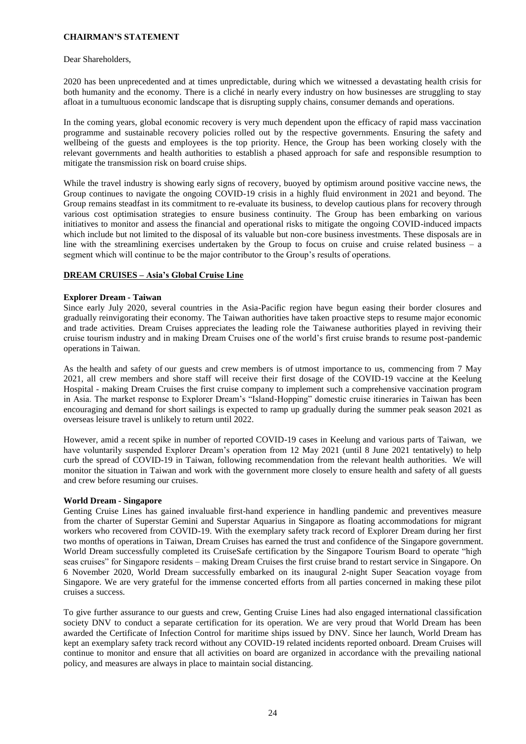**CHAIRMAN'S STATEMENT**

Dear Shareholders,

2020 has been unprecedented and at times unpredictable, during which we witnessed a devastating health crisis for both humanity and the economy. There is a cliché in nearly every industry on how businesses are struggling to stay afloat in a tumultuous economic landscape that is disrupting supply chains, consumer demands and operations.

In the coming years, global economic recovery is very much dependent upon the efficacy of rapid mass vaccination programme and sustainable recovery policies rolled out by the respective governments. Ensuring the safety and wellbeing of the guests and employees is the top priority. Hence, the Group has been working closely with the relevant governments and health authorities to establish a phased approach for safe and responsible resumption to mitigate the transmission risk on board cruise ships.

While the travel industry is showing early signs of recovery, buoyed by optimism around positive vaccine news, the Group continues to navigate the ongoing COVID-19 crisis in a highly fluid environment in 2021 and beyond. The Group remains steadfast in its commitment to re-evaluate its business, to develop cautious plans for recovery through various cost optimisation strategies to ensure business continuity. The Group has been embarking on various initiatives to monitor and assess the financial and operational risks to mitigate the ongoing COVID-induced impacts which include but not limited to the disposal of its valuable but non-core business investments. These disposals are in line with the streamlining exercises undertaken by the Group to focus on cruise and cruise related business – a segment which will continue to be the major contributor to the Group's results of operations.

**DREAM CRUISES – Asia's Global Cruise Line**

**Explorer Dream - Taiwan**

Since early July 2020, several countries in the Asia-Pacific region have begun easing their border closures and gradually reinvigorating their economy. The Taiwan authorities have taken proactive steps to resume major economic and trade activities. Dream Cruises appreciates the leading role the Taiwanese authorities played in reviving their cruise tourism industry and in making Dream Cruises one of the world's first cruise brands to resume post-pandemic operations in Taiwan.

As the health and safety of our guests and crew members is of utmost importance to us, commencing from 7 May 2021, all crew members and shore staff will receive their first dosage of the COVID-19 vaccine at the Keelung Hospital - making Dream Cruises the first cruise company to implement such a comprehensive vaccination program in Asia. The market response to Explorer Dream's "Island-Hopping" domestic cruise itineraries in Taiwan has been encouraging and demand for short sailings is expected to ramp up gradually during the summer peak season 2021 as overseas leisure travel is unlikely to return until 2022.

However, amid a recent spike in number of reported COVID-19 cases in Keelung and various parts of Taiwan, we have voluntarily suspended Explorer Dream's operation from 12 May 2021 (until 8 June 2021 tentatively) to help curb the spread of COVID-19 in Taiwan, following recommendation from the relevant health authorities. We will monitor the situation in Taiwan and work with the government more closely to ensure health and safety of all guests and crew before resuming our cruises.

**World Dream - Singapore**

Genting Cruise Lines has gained invaluable first-hand experience in handling pandemic and preventives measure from the charter of Superstar Gemini and Superstar Aquarius in Singapore as floating accommodations for migrant workers who recovered from COVID-19. With the exemplary safety track record of Explorer Dream during her first two months of operations in Taiwan, Dream Cruises has earned the trust and confidence of the Singapore government. World Dream successfully completed its CruiseSafe certification by the Singapore Tourism Board to operate "high seas cruises" for Singapore residents – making Dream Cruises the first cruise brand to restart service in Singapore. On 6 November 2020, World Dream successfully embarked on its inaugural 2-night Super Seacation voyage from Singapore. We are very grateful for the immense concerted efforts from all parties concerned in making these pilot cruises a success.

To give further assurance to our guests and crew, Genting Cruise Lines had also engaged international classification society DNV to conduct a separate certification for its operation. We are very proud that World Dream has been awarded the Certificate of Infection Control for maritime ships issued by DNV. Since her launch, World Dream has kept an exemplary safety track record without any COVID-19 related incidents reported onboard. Dream Cruises will continue to monitor and ensure that all activities on board are organized in accordance with the prevailing national policy, and measures are always in place to maintain social distancing.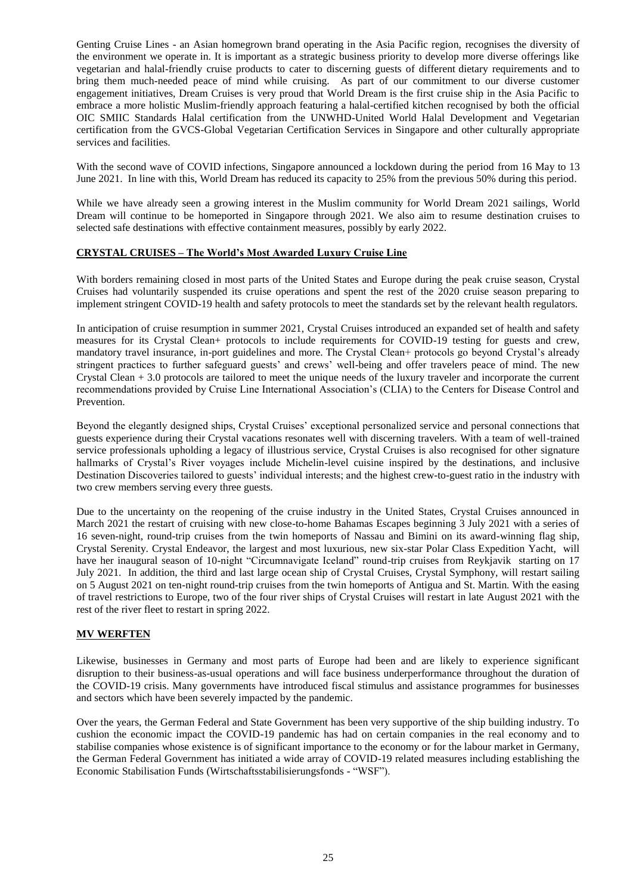Genting Cruise Lines - an Asian homegrown brand operating in the Asia Pacific region, recognises the diversity of the environment we operate in. It is important as a strategic business priority to develop more diverse offerings like vegetarian and halal-friendly cruise products to cater to discerning guests of different dietary requirements and to bring them much-needed peace of mind while cruising. As part of our commitment to our diverse customer engagement initiatives, Dream Cruises is very proud that World Dream is the first cruise ship in the Asia Pacific to embrace a more holistic Muslim-friendly approach featuring a halal-certified kitchen recognised by both the official OIC SMIIC Standards Halal certification from the UNWHD-United World Halal Development and Vegetarian certification from the GVCS-Global Vegetarian Certification Services in Singapore and other culturally appropriate services and facilities.

With the second wave of COVID infections, Singapore announced a lockdown during the period from 16 May to 13 June 2021. In line with this, World Dream has reduced its capacity to 25% from the previous 50% during this period.

While we have already seen a growing interest in the Muslim community for World Dream 2021 sailings, World Dream will continue to be homeported in Singapore through 2021. We also aim to resume destination cruises to selected safe destinations with effective containment measures, possibly by early 2022.

**CRYSTAL CRUISES – The World's Most Awarded Luxury Cruise Line**

With borders remaining closed in most parts of the United States and Europe during the peak cruise season, Crystal Cruises had voluntarily suspended its cruise operations and spent the rest of the 2020 cruise season preparing to implement stringent COVID-19 health and safety protocols to meet the standards set by the relevant health regulators.

In anticipation of cruise resumption in summer 2021, Crystal Cruises introduced an expanded set of health and safety measures for its Crystal Clean+ protocols to include requirements for COVID-19 testing for guests and crew, mandatory travel insurance, in-port guidelines and more. The Crystal Clean+ protocols go beyond Crystal's already stringent practices to further safeguard guests' and crews' well-being and offer travelers peace of mind. The new Crystal Clean + 3.0 protocols are tailored to meet the unique needs of the luxury traveler and incorporate the current recommendations provided by Cruise Line International Association's (CLIA) to the Centers for Disease Control and Prevention.

Beyond the elegantly designed ships, Crystal Cruises' exceptional personalized service and personal connections that guests experience during their Crystal vacations resonates well with discerning travelers. With a team of well-trained service professionals upholding a legacy of illustrious service, Crystal Cruises is also recognised for other signature hallmarks of Crystal's River voyages include Michelin-level cuisine inspired by the destinations, and inclusive Destination Discoveries tailored to guests' individual interests; and the highest crew-to-guest ratio in the industry with two crew members serving every three guests.

Due to the uncertainty on the reopening of the cruise industry in the United States, Crystal Cruises announced in March 2021 the restart of cruising with new close-to-home Bahamas Escapes beginning 3 July 2021 with a series of 16 seven-night, round-trip cruises from the twin homeports of Nassau and Bimini on its award-winning flag ship, Crystal Serenity. Crystal Endeavor, the largest and most luxurious, new six-star Polar Class Expedition Yacht, will have her inaugural season of 10-night "Circumnavigate Iceland" round-trip cruises from Reykjavik starting on 17 July 2021. In addition, the third and last large ocean ship of Crystal Cruises, Crystal Symphony, will restart sailing on 5 August 2021 on ten-night round-trip cruises from the twin homeports of Antigua and St. Martin. With the easing of travel restrictions to Europe, two of the four river ships of Crystal Cruises will restart in late August 2021 with the rest of the river fleet to restart in spring 2022.

**MV WERFTEN**

Likewise, businesses in Germany and most parts of Europe had been and are likely to experience significant disruption to their business-as-usual operations and will face business underperformance throughout the duration of the COVID-19 crisis. Many governments have introduced fiscal stimulus and assistance programmes for businesses and sectors which have been severely impacted by the pandemic.

Over the years, the German Federal and State Government has been very supportive of the ship building industry. To cushion the economic impact the COVID-19 pandemic has had on certain companies in the real economy and to stabilise companies whose existence is of significant importance to the economy or for the labour market in Germany, the German Federal Government has initiated a wide array of COVID-19 related measures including establishing the Economic Stabilisation Funds (Wirtschaftsstabilisierungsfonds - "WSF").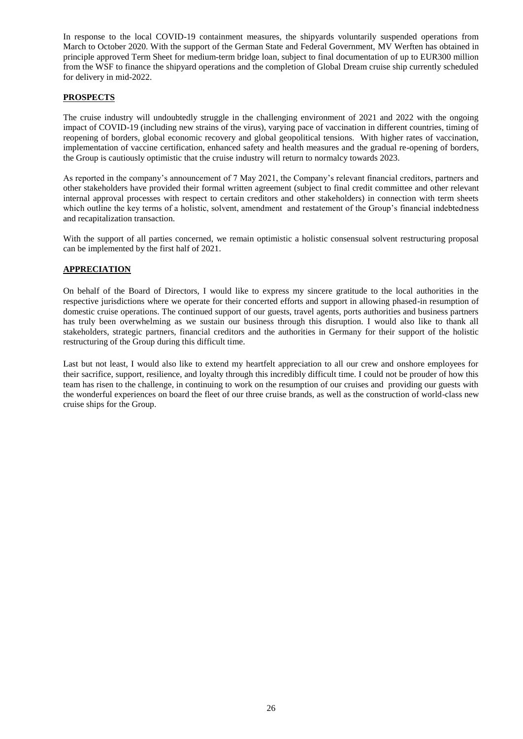In response to the local COVID-19 containment measures, the shipyards voluntarily suspended operations from March to October 2020. With the support of the German State and Federal Government, MV Werften has obtained in principle approved Term Sheet for medium-term bridge loan, subject to final documentation of up to EUR300 million from the WSF to finance the shipyard operations and the completion of Global Dream cruise ship currently scheduled for delivery in mid-2022.

## PROSPECTS

The cruise industry will undoubtedly struggle in the challenging environment of 2021 and 2022 with the ongoing impact of COVID-19 (including new strains of the virus), varying pace of vaccination in different countries, timing of reopening of borders, global economic recovery and global geopolitical tensions. With higher rates of vaccination, implementation of vaccine certification, enhanced safety and health measures and the gradual re-opening of borders, the Group is cautiously optimistic that the cruise industry will return to normalcy towards 2023.

As reported in the company's announcement of 7 May 2021, the Company's relevant financial creditors, partners and other stakeholders have provided their formal written agreement (subject to final credit committee and other relevant internal approval processes with respect to certain creditors and other stakeholders) in connection with term sheets which outline the key terms of a holistic, solvent, amendment and restatement of the Group's financial indebtedness and recapitalization transaction.

With the support of all parties concerned, we remain optimistic a holistic consensual solvent restructuring proposal can be implemented by the first half of 2021.

## APPRECIATION

On behalf of the Board of Directors, I would like to express my sincere gratitude to the local authorities in the respective jurisdictions where we operate for their concerted efforts and support in allowing phased-in resumption of domestic cruise operations. The continued support of our guests, travel agents, ports authorities and business partners has truly been overwhelming as we sustain our business through this disruption. I would also like to thank all stakeholders, strategic partners, financial creditors and the authorities in Germany for their support of the holistic restructuring of the Group during this difficult time.

Last but not least, I would also like to extend my heartfelt appreciation to all our crew and onshore employees for their sacrifice, support, resilience, and loyalty through this incredibly difficult time. I could not be prouder of how this team has risen to the challenge, in continuing to work on the resumption of our cruises and providing our guests with the wonderful experiences on board the fleet of our three cruise brands, as well as the construction of world-class new cruise ships for the Group.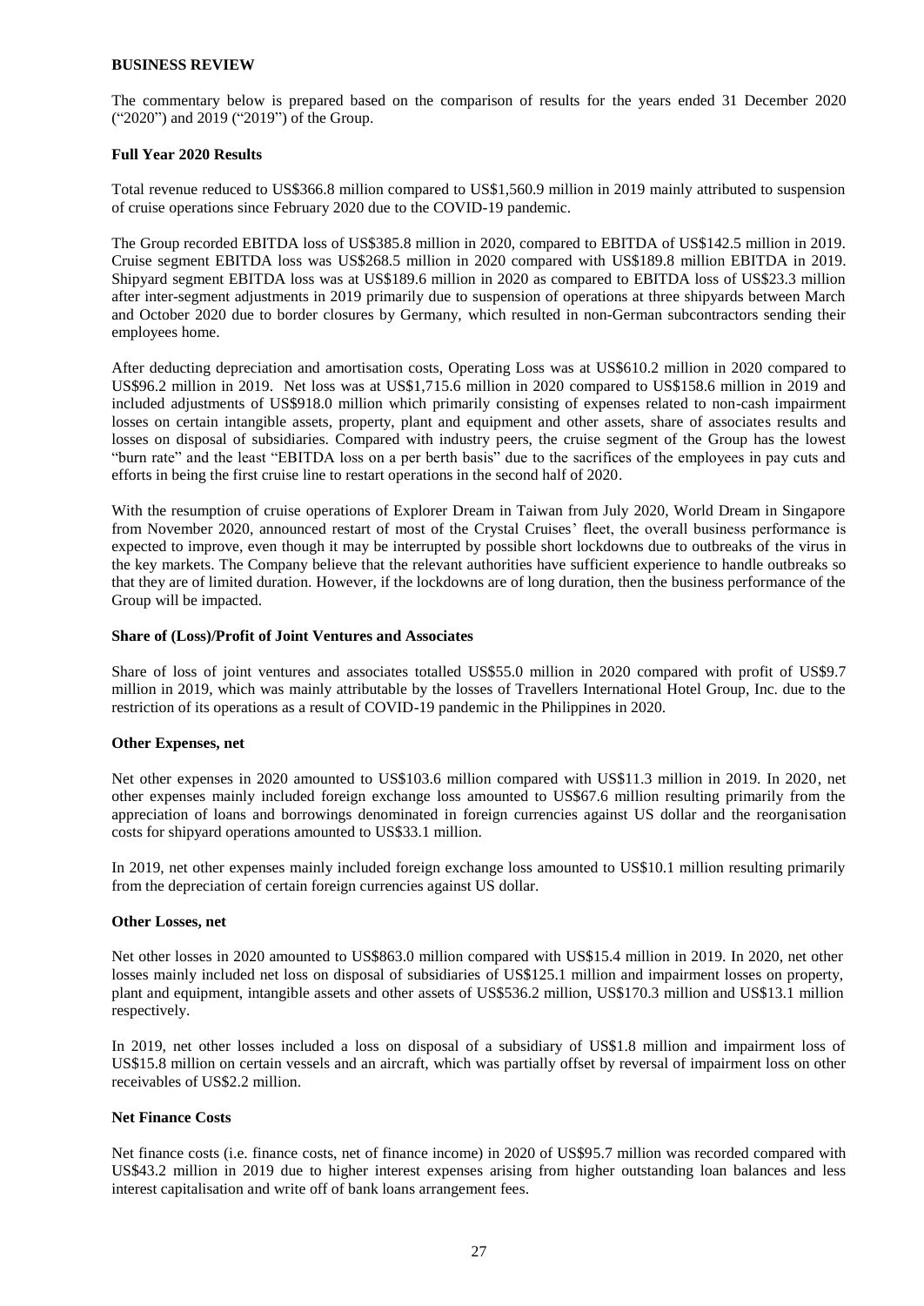## BUSINESS REVIEW

The commentary below is prepared based on the comparison of results for the years ended 31 December 2020 ("2020") and 2019 ("2019") of the Group.

### Full Year 2020 Results

Total revenue reduced to US$366.8 million compared to US$1,560.9 million in 2019 mainly attributed to suspension of cruise operations since February 2020 due to the COVID-19 pandemic.

The Group recorded EBITDA loss of US$385.8 million in 2020, compared to EBITDA of US$142.5 million in 2019. Cruise segment EBITDA loss was US$268.5 million in 2020 compared with US$189.8 million EBITDA in 2019. Shipyard segment EBITDA loss was at US$189.6 million in 2020 as compared to EBITDA loss of US$23.3 million after inter-segment adjustments in 2019 primarily due to suspension of operations at three shipyards between March and October 2020 due to border closures by Germany, which resulted in non-German subcontractors sending their employees home.

After deducting depreciation and amortisation costs, Operating Loss was at US$610.2 million in 2020 compared to US$96.2 million in 2019. Net loss was at US$1,715.6 million in 2020 compared to US$158.6 million in 2019 and included adjustments of US$918.0 million which primarily consisting of expenses related to non-cash impairment losses on certain intangible assets, property, plant and equipment and other assets, share of associates results and losses on disposal of subsidiaries. Compared with industry peers, the cruise segment of the Group has the lowest "burn rate" and the least "EBITDA loss on a per berth basis" due to the sacrifices of the employees in pay cuts and efforts in being the first cruise line to restart operations in the second half of 2020.

With the resumption of cruise operations of Explorer Dream in Taiwan from July 2020, World Dream in Singapore from November 2020, announced restart of most of the Crystal Cruises' fleet, the overall business performance is expected to improve, even though it may be interrupted by possible short lockdowns due to outbreaks of the virus in the key markets. The Company believe that the relevant authorities have sufficient experience to handle outbreaks so that they are of limited duration. However, if the lockdowns are of long duration, then the business performance of the Group will be impacted.

### Share of (Loss)/Profit of Joint Ventures and Associates

Share of loss of joint ventures and associates totalled US$55.0 million in 2020 compared with profit of US$9.7 million in 2019, which was mainly attributable by the losses of Travellers International Hotel Group, Inc. due to the restriction of its operations as a result of COVID-19 pandemic in the Philippines in 2020.

### Other Expenses, net

Net other expenses in 2020 amounted to US$103.6 million compared with US$11.3 million in 2019. In 2020, net other expenses mainly included foreign exchange loss amounted to US$67.6 million resulting primarily from the appreciation of loans and borrowings denominated in foreign currencies against US dollar and the reorganisation costs for shipyard operations amounted to US$33.1 million.

In 2019, net other expenses mainly included foreign exchange loss amounted to US$10.1 million resulting primarily from the depreciation of certain foreign currencies against US dollar.

### Other Losses, net

Net other losses in 2020 amounted to US$863.0 million compared with US$15.4 million in 2019. In 2020, net other losses mainly included net loss on disposal of subsidiaries of US$125.1 million and impairment losses on property, plant and equipment, intangible assets and other assets of US$536.2 million, US$170.3 million and US$13.1 million respectively.

In 2019, net other losses included a loss on disposal of a subsidiary of US$1.8 million and impairment loss of US$15.8 million on certain vessels and an aircraft, which was partially offset by reversal of impairment loss on other receivables of US$2.2 million.

### Net Finance Costs

Net finance costs (i.e. finance costs, net of finance income) in 2020 of US$95.7 million was recorded compared with US$43.2 million in 2019 due to higher interest expenses arising from higher outstanding loan balances and less interest capitalisation and write off of bank loans arrangement fees.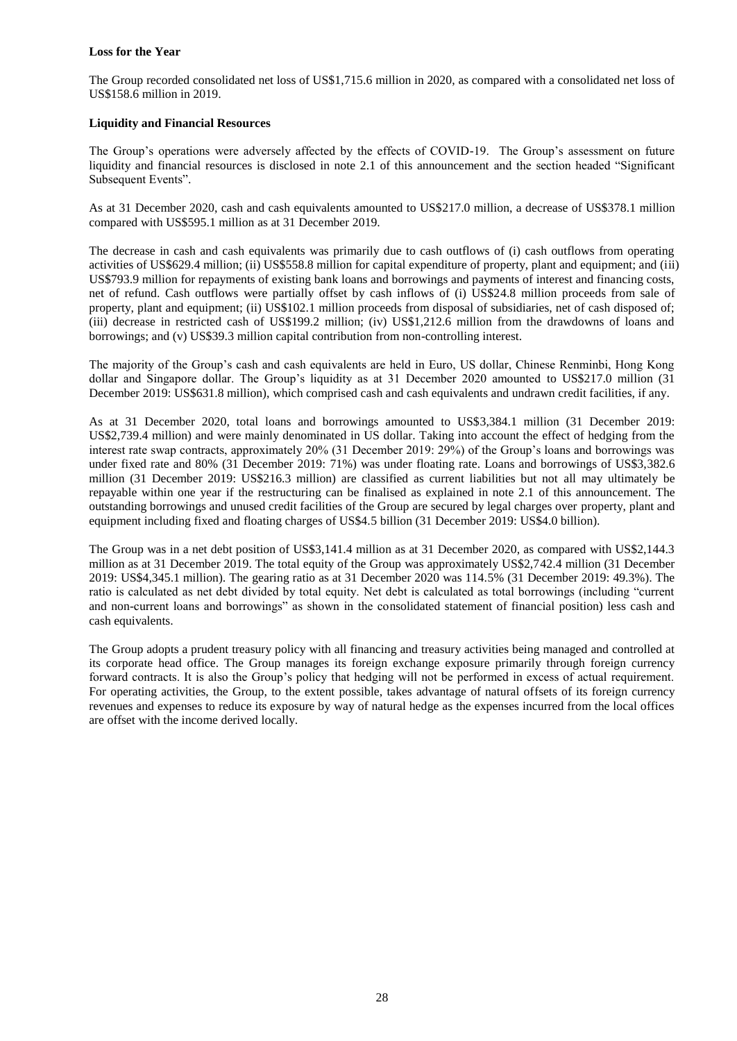**Loss for the Year**

The Group recorded consolidated net loss of US$1,715.6 million in 2020, as compared with a consolidated net loss of US$158.6 million in 2019.

**Liquidity and Financial Resources**

The Group's operations were adversely affected by the effects of COVID-19. The Group's assessment on future liquidity and financial resources is disclosed in note 2.1 of this announcement and the section headed "Significant Subsequent Events".

As at 31 December 2020, cash and cash equivalents amounted to US$217.0 million, a decrease of US$378.1 million compared with US$595.1 million as at 31 December 2019.

The decrease in cash and cash equivalents was primarily due to cash outflows of (i) cash outflows from operating activities of US$629.4 million; (ii) US$558.8 million for capital expenditure of property, plant and equipment; and (iii) US$793.9 million for repayments of existing bank loans and borrowings and payments of interest and financing costs, net of refund. Cash outflows were partially offset by cash inflows of (i) US$24.8 million proceeds from sale of property, plant and equipment; (ii) US$102.1 million proceeds from disposal of subsidiaries, net of cash disposed of; (iii) decrease in restricted cash of US$199.2 million; (iv) US$1,212.6 million from the drawdowns of loans and borrowings; and (v) US$39.3 million capital contribution from non-controlling interest.

The majority of the Group's cash and cash equivalents are held in Euro, US dollar, Chinese Renminbi, Hong Kong dollar and Singapore dollar. The Group's liquidity as at 31 December 2020 amounted to US$217.0 million (31 December 2019: US$631.8 million), which comprised cash and cash equivalents and undrawn credit facilities, if any.

As at 31 December 2020, total loans and borrowings amounted to US$3,384.1 million (31 December 2019: US$2,739.4 million) and were mainly denominated in US dollar. Taking into account the effect of hedging from the interest rate swap contracts, approximately 20% (31 December 2019: 29%) of the Group's loans and borrowings was under fixed rate and 80% (31 December 2019: 71%) was under floating rate. Loans and borrowings of US$3,382.6 million (31 December 2019: US$216.3 million) are classified as current liabilities but not all may ultimately be repayable within one year if the restructuring can be finalised as explained in note 2.1 of this announcement. The outstanding borrowings and unused credit facilities of the Group are secured by legal charges over property, plant and equipment including fixed and floating charges of US$4.5 billion (31 December 2019: US$4.0 billion).

The Group was in a net debt position of US$3,141.4 million as at 31 December 2020, as compared with US$2,144.3 million as at 31 December 2019. The total equity of the Group was approximately US$2,742.4 million (31 December 2019: US$4,345.1 million). The gearing ratio as at 31 December 2020 was 114.5% (31 December 2019: 49.3%). The ratio is calculated as net debt divided by total equity. Net debt is calculated as total borrowings (including "current and non-current loans and borrowings" as shown in the consolidated statement of financial position) less cash and cash equivalents.

The Group adopts a prudent treasury policy with all financing and treasury activities being managed and controlled at its corporate head office. The Group manages its foreign exchange exposure primarily through foreign currency forward contracts. It is also the Group's policy that hedging will not be performed in excess of actual requirement. For operating activities, the Group, to the extent possible, takes advantage of natural offsets of its foreign currency revenues and expenses to reduce its exposure by way of natural hedge as the expenses incurred from the local offices are offset with the income derived locally.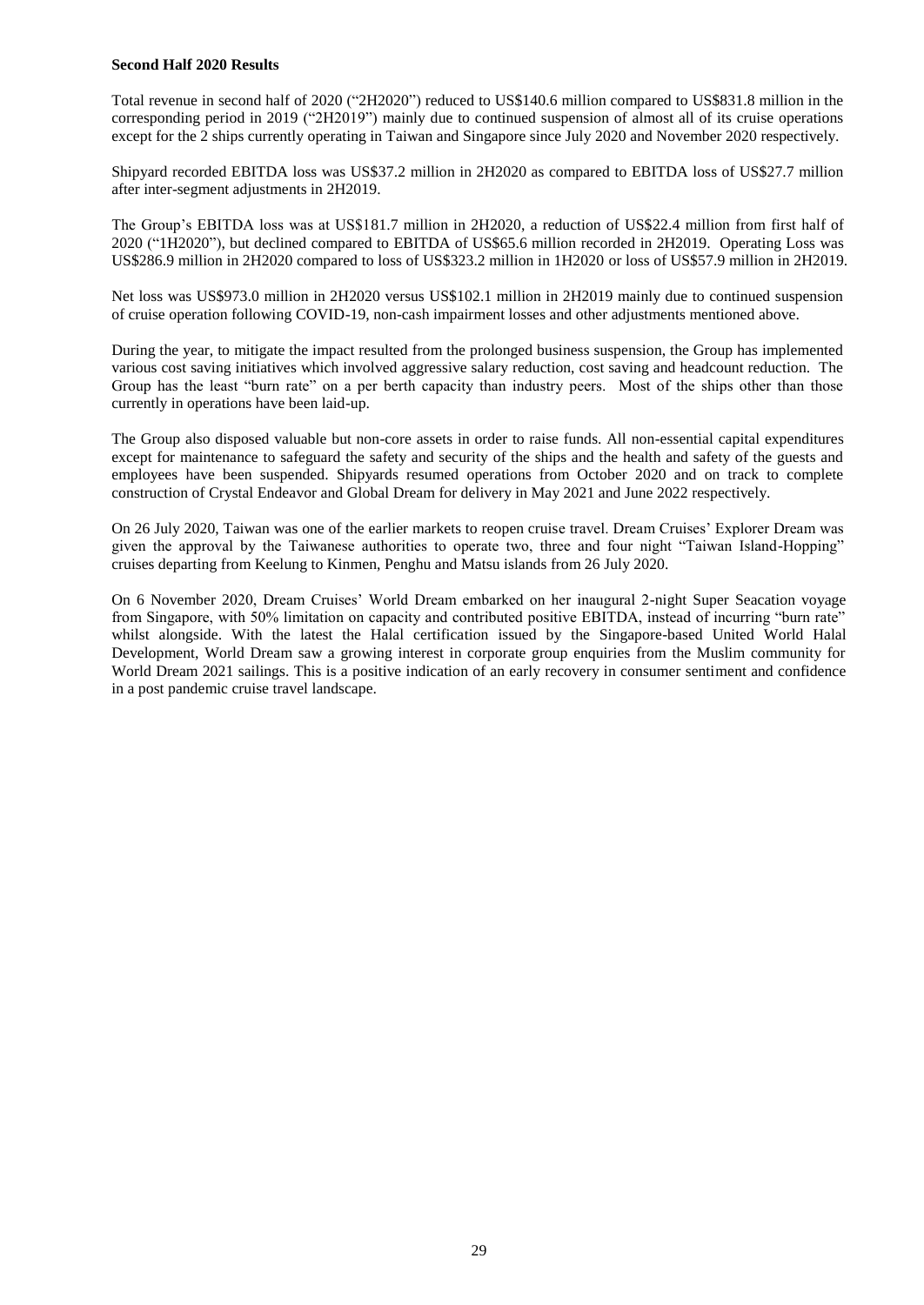**Second Half 2020 Results**

Total revenue in second half of 2020 ("2H2020") reduced to US$140.6 million compared to US$831.8 million in the corresponding period in 2019 ("2H2019") mainly due to continued suspension of almost all of its cruise operations except for the 2 ships currently operating in Taiwan and Singapore since July 2020 and November 2020 respectively.

Shipyard recorded EBITDA loss was US$37.2 million in 2H2020 as compared to EBITDA loss of US$27.7 million after inter-segment adjustments in 2H2019.

The Group's EBITDA loss was at US$181.7 million in 2H2020, a reduction of US$22.4 million from first half of 2020 ("1H2020"), but declined compared to EBITDA of US$65.6 million recorded in 2H2019. Operating Loss was US$286.9 million in 2H2020 compared to loss of US$323.2 million in 1H2020 or loss of US$57.9 million in 2H2019.

Net loss was US$973.0 million in 2H2020 versus US$102.1 million in 2H2019 mainly due to continued suspension of cruise operation following COVID-19, non-cash impairment losses and other adjustments mentioned above.

During the year, to mitigate the impact resulted from the prolonged business suspension, the Group has implemented various cost saving initiatives which involved aggressive salary reduction, cost saving and headcount reduction. The Group has the least "burn rate" on a per berth capacity than industry peers. Most of the ships other than those currently in operations have been laid-up.

The Group also disposed valuable but non-core assets in order to raise funds. All non-essential capital expenditures except for maintenance to safeguard the safety and security of the ships and the health and safety of the guests and employees have been suspended. Shipyards resumed operations from October 2020 and on track to complete construction of Crystal Endeavor and Global Dream for delivery in May 2021 and June 2022 respectively.

On 26 July 2020, Taiwan was one of the earlier markets to reopen cruise travel. Dream Cruises' Explorer Dream was given the approval by the Taiwanese authorities to operate two, three and four night "Taiwan Island-Hopping" cruises departing from Keelung to Kinmen, Penghu and Matsu islands from 26 July 2020.

On 6 November 2020, Dream Cruises' World Dream embarked on her inaugural 2-night Super Seacation voyage from Singapore, with 50% limitation on capacity and contributed positive EBITDA, instead of incurring "burn rate" whilst alongside. With the latest the Halal certification issued by the Singapore-based United World Halal Development, World Dream saw a growing interest in corporate group enquiries from the Muslim community for World Dream 2021 sailings. This is a positive indication of an early recovery in consumer sentiment and confidence in a post pandemic cruise travel landscape.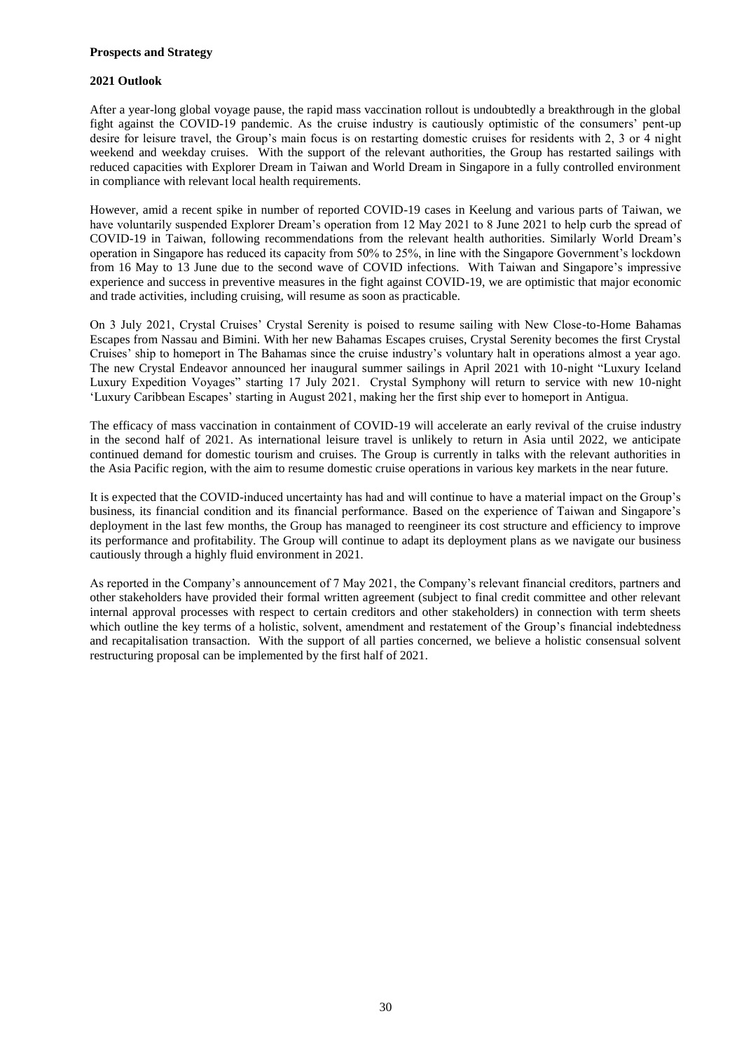**Prospects and Strategy**

**2021 Outlook**

After a year-long global voyage pause, the rapid mass vaccination rollout is undoubtedly a breakthrough in the global fight against the COVID-19 pandemic. As the cruise industry is cautiously optimistic of the consumers' pent-up desire for leisure travel, the Group's main focus is on restarting domestic cruises for residents with 2, 3 or 4 night weekend and weekday cruises. With the support of the relevant authorities, the Group has restarted sailings with reduced capacities with Explorer Dream in Taiwan and World Dream in Singapore in a fully controlled environment in compliance with relevant local health requirements.

However, amid a recent spike in number of reported COVID-19 cases in Keelung and various parts of Taiwan, we have voluntarily suspended Explorer Dream's operation from 12 May 2021 to 8 June 2021 to help curb the spread of COVID-19 in Taiwan, following recommendations from the relevant health authorities. Similarly World Dream's operation in Singapore has reduced its capacity from 50% to 25%, in line with the Singapore Government's lockdown from 16 May to 13 June due to the second wave of COVID infections. With Taiwan and Singapore's impressive experience and success in preventive measures in the fight against COVID-19, we are optimistic that major economic and trade activities, including cruising, will resume as soon as practicable.

On 3 July 2021, Crystal Cruises' Crystal Serenity is poised to resume sailing with New Close-to-Home Bahamas Escapes from Nassau and Bimini. With her new Bahamas Escapes cruises, Crystal Serenity becomes the first Crystal Cruises' ship to homeport in The Bahamas since the cruise industry's voluntary halt in operations almost a year ago. The new Crystal Endeavor announced her inaugural summer sailings in April 2021 with 10-night "Luxury Iceland Luxury Expedition Voyages" starting 17 July 2021. Crystal Symphony will return to service with new 10-night 'Luxury Caribbean Escapes' starting in August 2021, making her the first ship ever to homeport in Antigua.

The efficacy of mass vaccination in containment of COVID-19 will accelerate an early revival of the cruise industry in the second half of 2021. As international leisure travel is unlikely to return in Asia until 2022, we anticipate continued demand for domestic tourism and cruises. The Group is currently in talks with the relevant authorities in the Asia Pacific region, with the aim to resume domestic cruise operations in various key markets in the near future.

It is expected that the COVID-induced uncertainty has had and will continue to have a material impact on the Group's business, its financial condition and its financial performance. Based on the experience of Taiwan and Singapore's deployment in the last few months, the Group has managed to reengineer its cost structure and efficiency to improve its performance and profitability. The Group will continue to adapt its deployment plans as we navigate our business cautiously through a highly fluid environment in 2021.

As reported in the Company's announcement of 7 May 2021, the Company's relevant financial creditors, partners and other stakeholders have provided their formal written agreement (subject to final credit committee and other relevant internal approval processes with respect to certain creditors and other stakeholders) in connection with term sheets which outline the key terms of a holistic, solvent, amendment and restatement of the Group's financial indebtedness and recapitalisation transaction. With the support of all parties concerned, we believe a holistic consensual solvent restructuring proposal can be implemented by the first half of 2021.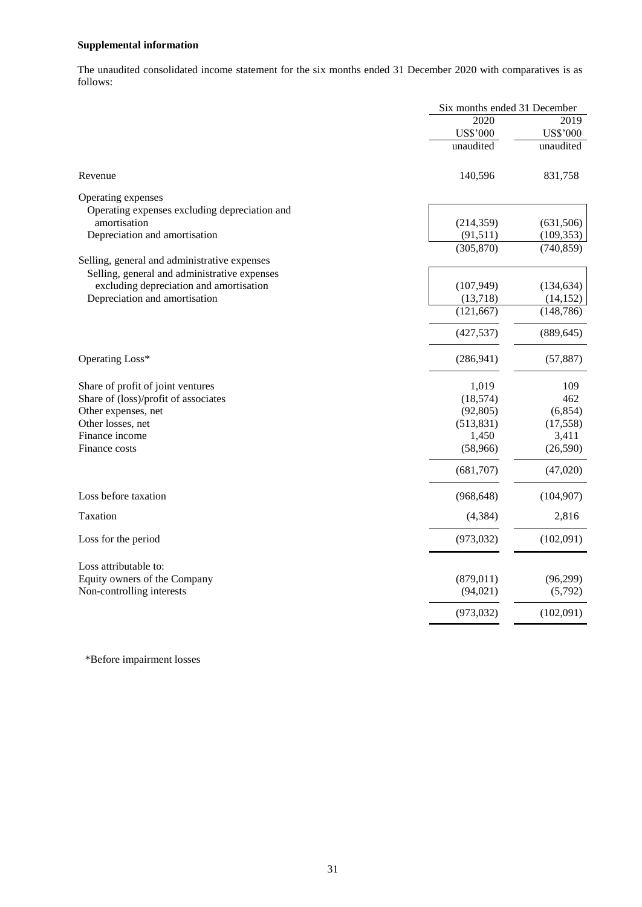**Supplemental information**

The unaudited consolidated income statement for the six months ended 31 December 2020 with comparatives is as follows:

| | Six months ended 31 December | |
|---|---|---|
| | 2020 | 2019 |
| | US$'000 | US$'000 |
| | unaudited | unaudited |
| Revenue | 140,596 | 831,758 |
| Operating expenses | | |
| Operating expenses excluding depreciation and amortisation | (214,359) | (631,506) |
| Depreciation and amortisation | (91,511) | (109,353) |
| | (305,870) | (740,859) |
| Selling, general and administrative expenses | | |
| Selling, general and administrative expenses excluding depreciation and amortisation | (107,949) | (134,634) |
| Depreciation and amortisation | (13,718) | (14,152) |
| | (121,667) | (148,786) |
| | (427,537) | (889,645) |
| Operating Loss* | (286,941) | (57,887) |
| Share of profit of joint ventures | 1,019 | 109 |
| Share of (loss)/profit of associates | (18,574) | 462 |
| Other expenses, net | (92,805) | (6,854) |
| Other losses, net | (513,831) | (17,558) |
| Finance income | 1,450 | 3,411 |
| Finance costs | (58,966) | (26,590) |
| | (681,707) | (47,020) |
| Loss before taxation | (968,648) | (104,907) |
| Taxation | (4,384) | 2,816 |
| Loss for the period | (973,032) | (102,091) |
| Loss attributable to: | | |
| Equity owners of the Company | (879,011) | (96,299) |
| Non-controlling interests | (94,021) | (5,792) |
| | (973,032) | (102,091) |

*Before impairment losses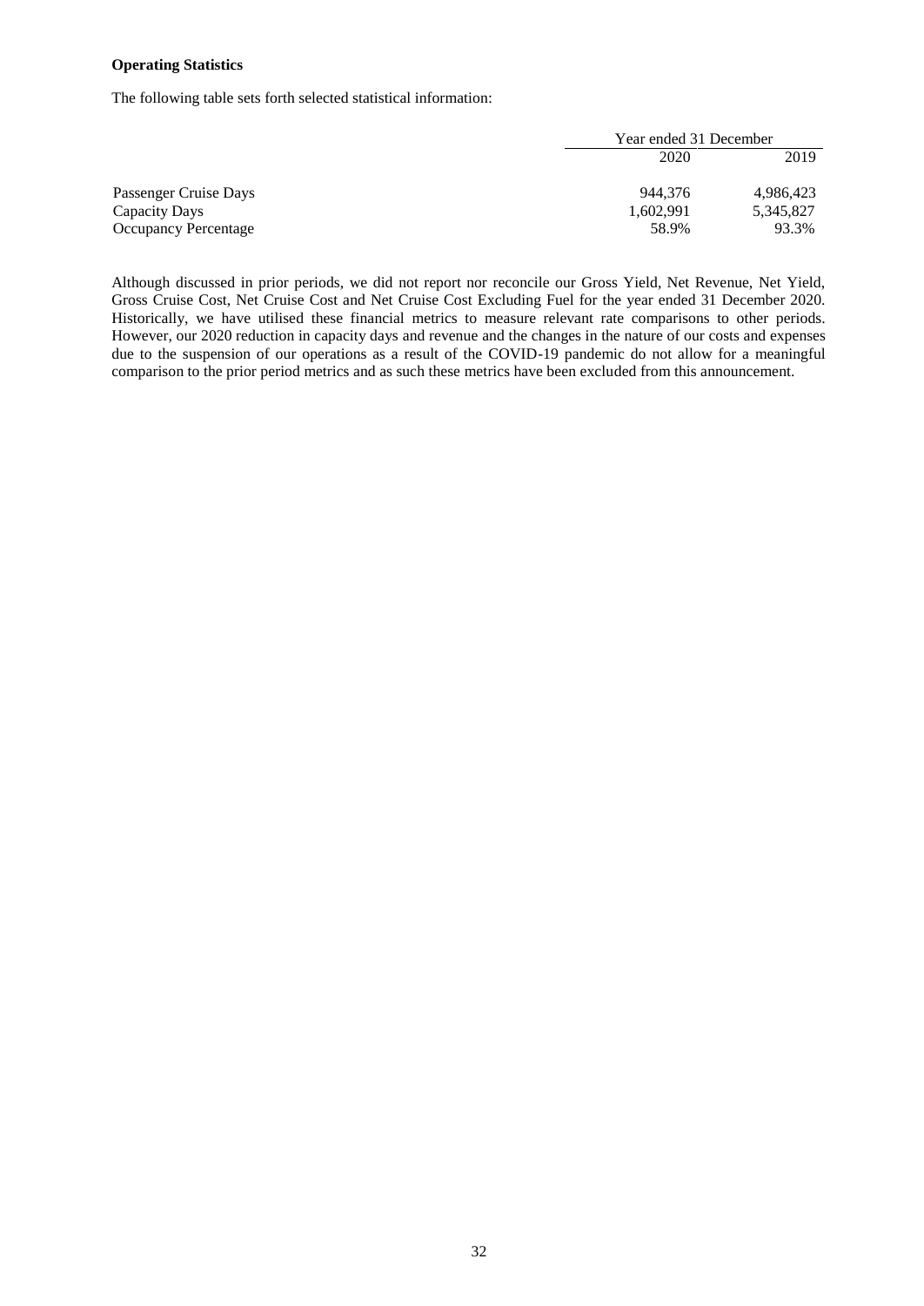**Operating Statistics**

The following table sets forth selected statistical information:

| | Year ended 31 December | |
|---|---|---|
| | 2020 | 2019 |
| Passenger Cruise Days | 944,376 | 4,986,423 |
| Capacity Days | 1,602,991 | 5,345,827 |
| Occupancy Percentage | 58.9% | 93.3% |

Although discussed in prior periods, we did not report nor reconcile our Gross Yield, Net Revenue, Net Yield, Gross Cruise Cost, Net Cruise Cost and Net Cruise Cost Excluding Fuel for the year ended 31 December 2020. Historically, we have utilised these financial metrics to measure relevant rate comparisons to other periods. However, our 2020 reduction in capacity days and revenue and the changes in the nature of our costs and expenses due to the suspension of our operations as a result of the COVID-19 pandemic do not allow for a meaningful comparison to the prior period metrics and as such these metrics have been excluded from this announcement.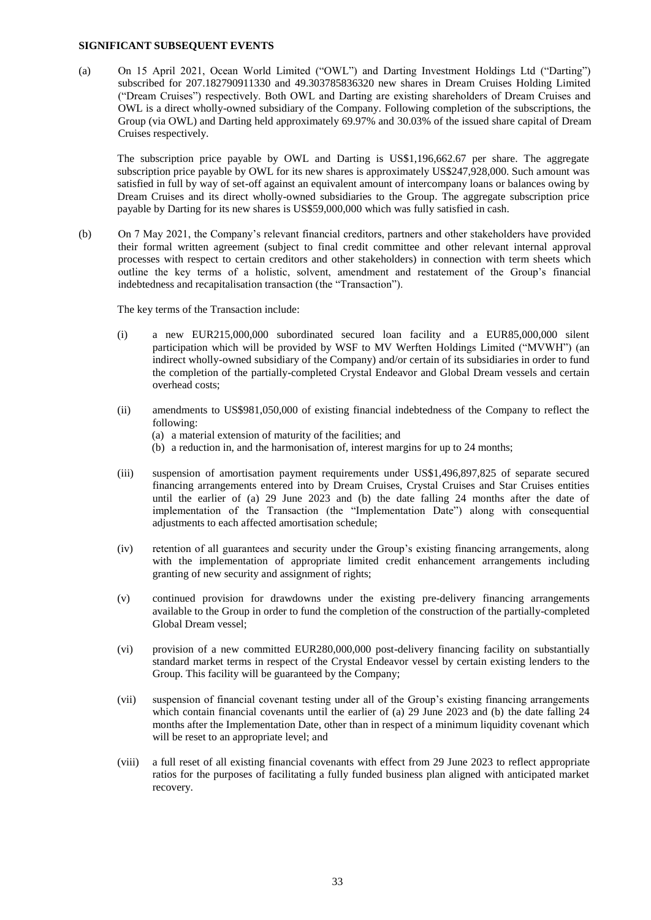**SIGNIFICANT SUBSEQUENT EVENTS**

(a) On 15 April 2021, Ocean World Limited ("OWL") and Darting Investment Holdings Ltd ("Darting") subscribed for 207.182790911330 and 49.303785836320 new shares in Dream Cruises Holding Limited ("Dream Cruises") respectively. Both OWL and Darting are existing shareholders of Dream Cruises and OWL is a direct wholly-owned subsidiary of the Company. Following completion of the subscriptions, the Group (via OWL) and Darting held approximately 69.97% and 30.03% of the issued share capital of Dream Cruises respectively.

The subscription price payable by OWL and Darting is US$1,196,662.67 per share. The aggregate subscription price payable by OWL for its new shares is approximately US$247,928,000. Such amount was satisfied in full by way of set-off against an equivalent amount of intercompany loans or balances owing by Dream Cruises and its direct wholly-owned subsidiaries to the Group. The aggregate subscription price payable by Darting for its new shares is US$59,000,000 which was fully satisfied in cash.

(b) On 7 May 2021, the Company's relevant financial creditors, partners and other stakeholders have provided their formal written agreement (subject to final credit committee and other relevant internal approval processes with respect to certain creditors and other stakeholders) in connection with term sheets which outline the key terms of a holistic, solvent, amendment and restatement of the Group's financial indebtedness and recapitalisation transaction (the "Transaction").

The key terms of the Transaction include:

(i) a new EUR215,000,000 subordinated secured loan facility and a EUR85,000,000 silent participation which will be provided by WSF to MV Werften Holdings Limited ("MVWH") (an indirect wholly-owned subsidiary of the Company) and/or certain of its subsidiaries in order to fund the completion of the partially-completed Crystal Endeavor and Global Dream vessels and certain overhead costs;

(ii) amendments to US$981,050,000 of existing financial indebtedness of the Company to reflect the following:
   (a) a material extension of maturity of the facilities; and
   (b) a reduction in, and the harmonisation of, interest margins for up to 24 months;

(iii) suspension of amortisation payment requirements under US$1,496,897,825 of separate secured financing arrangements entered into by Dream Cruises, Crystal Cruises and Star Cruises entities until the earlier of (a) 29 June 2023 and (b) the date falling 24 months after the date of implementation of the Transaction (the "Implementation Date") along with consequential adjustments to each affected amortisation schedule;

(iv) retention of all guarantees and security under the Group's existing financing arrangements, along with the implementation of appropriate limited credit enhancement arrangements including granting of new security and assignment of rights;

(v) continued provision for drawdowns under the existing pre-delivery financing arrangements available to the Group in order to fund the completion of the construction of the partially-completed Global Dream vessel;

(vi) provision of a new committed EUR280,000,000 post-delivery financing facility on substantially standard market terms in respect of the Crystal Endeavor vessel by certain existing lenders to the Group. This facility will be guaranteed by the Company;

(vii) suspension of financial covenant testing under all of the Group's existing financing arrangements which contain financial covenants until the earlier of (a) 29 June 2023 and (b) the date falling 24 months after the Implementation Date, other than in respect of a minimum liquidity covenant which will be reset to an appropriate level; and

(viii) a full reset of all existing financial covenants with effect from 29 June 2023 to reflect appropriate ratios for the purposes of facilitating a fully funded business plan aligned with anticipated market recovery.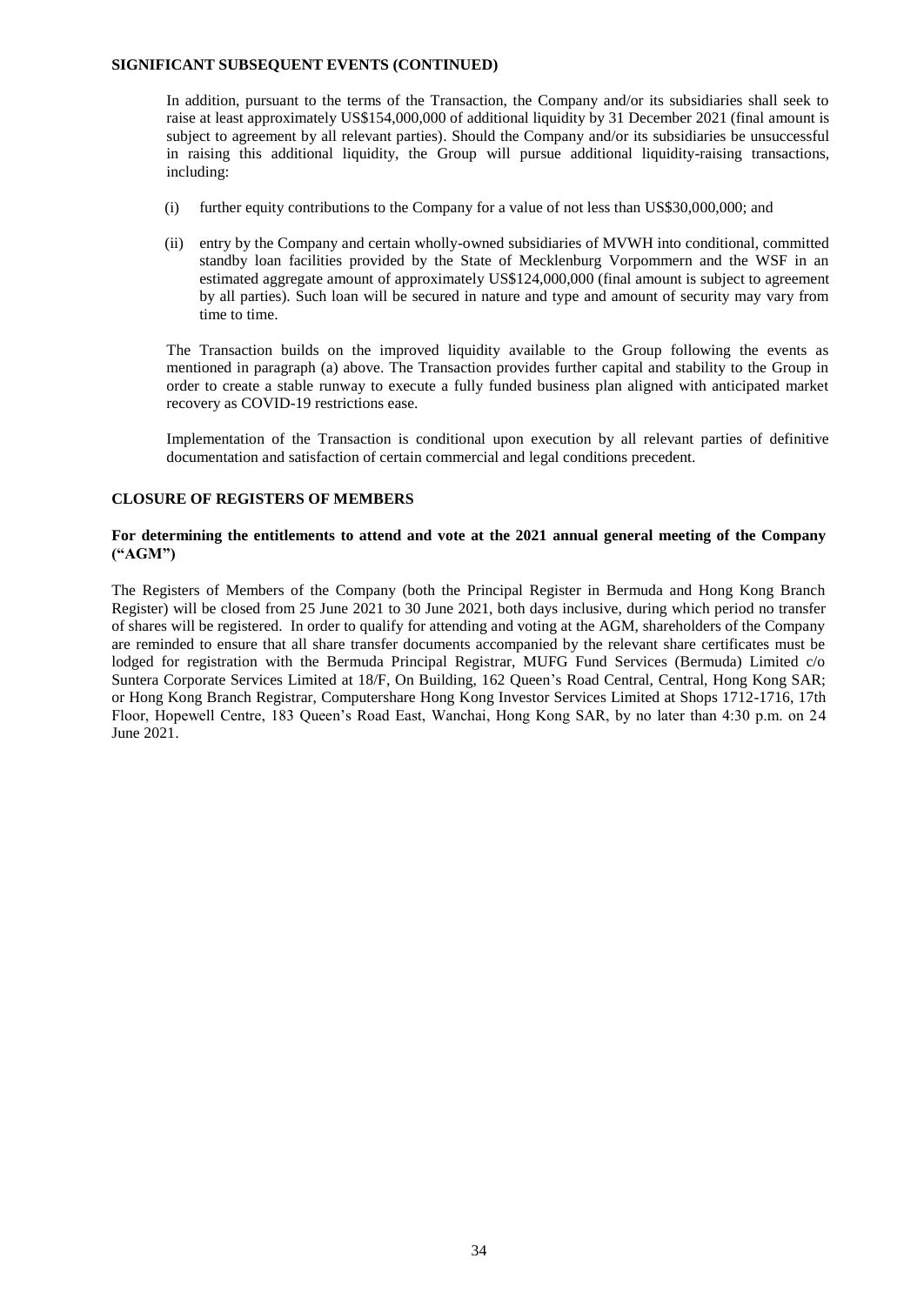**SIGNIFICANT SUBSEQUENT EVENTS (CONTINUED)**

In addition, pursuant to the terms of the Transaction, the Company and/or its subsidiaries shall seek to raise at least approximately US$154,000,000 of additional liquidity by 31 December 2021 (final amount is subject to agreement by all relevant parties). Should the Company and/or its subsidiaries be unsuccessful in raising this additional liquidity, the Group will pursue additional liquidity-raising transactions, including:

(i) further equity contributions to the Company for a value of not less than US$30,000,000; and

(ii) entry by the Company and certain wholly-owned subsidiaries of MVWH into conditional, committed standby loan facilities provided by the State of Mecklenburg Vorpommern and the WSF in an estimated aggregate amount of approximately US$124,000,000 (final amount is subject to agreement by all parties). Such loan will be secured in nature and type and amount of security may vary from time to time.

The Transaction builds on the improved liquidity available to the Group following the events as mentioned in paragraph (a) above. The Transaction provides further capital and stability to the Group in order to create a stable runway to execute a fully funded business plan aligned with anticipated market recovery as COVID-19 restrictions ease.

Implementation of the Transaction is conditional upon execution by all relevant parties of definitive documentation and satisfaction of certain commercial and legal conditions precedent.

## CLOSURE OF REGISTERS OF MEMBERS

### For determining the entitlements to attend and vote at the 2021 annual general meeting of the Company ("AGM")

The Registers of Members of the Company (both the Principal Register in Bermuda and Hong Kong Branch Register) will be closed from 25 June 2021 to 30 June 2021, both days inclusive, during which period no transfer of shares will be registered. In order to qualify for attending and voting at the AGM, shareholders of the Company are reminded to ensure that all share transfer documents accompanied by the relevant share certificates must be lodged for registration with the Bermuda Principal Registrar, MUFG Fund Services (Bermuda) Limited c/o Suntera Corporate Services Limited at 18/F, On Building, 162 Queen's Road Central, Central, Hong Kong SAR; or Hong Kong Branch Registrar, Computershare Hong Kong Investor Services Limited at Shops 1712-1716, 17th Floor, Hopewell Centre, 183 Queen's Road East, Wanchai, Hong Kong SAR, by no later than 4:30 p.m. on 24 June 2021.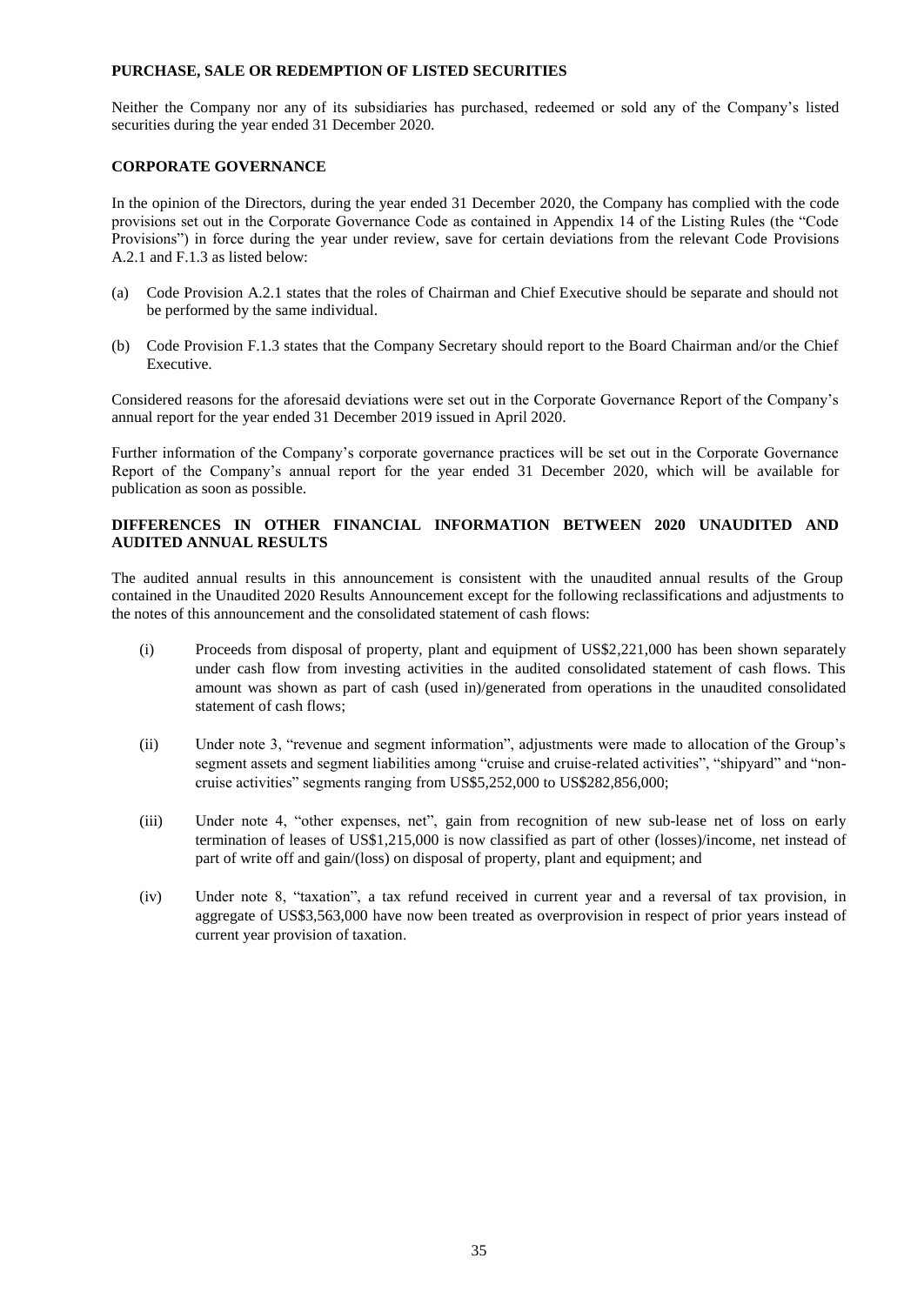## PURCHASE, SALE OR REDEMPTION OF LISTED SECURITIES

Neither the Company nor any of its subsidiaries has purchased, redeemed or sold any of the Company's listed securities during the year ended 31 December 2020.

## CORPORATE GOVERNANCE

In the opinion of the Directors, during the year ended 31 December 2020, the Company has complied with the code provisions set out in the Corporate Governance Code as contained in Appendix 14 of the Listing Rules (the "Code Provisions") in force during the year under review, save for certain deviations from the relevant Code Provisions A.2.1 and F.1.3 as listed below:

(a) Code Provision A.2.1 states that the roles of Chairman and Chief Executive should be separate and should not be performed by the same individual.

(b) Code Provision F.1.3 states that the Company Secretary should report to the Board Chairman and/or the Chief Executive.

Considered reasons for the aforesaid deviations were set out in the Corporate Governance Report of the Company's annual report for the year ended 31 December 2019 issued in April 2020.

Further information of the Company's corporate governance practices will be set out in the Corporate Governance Report of the Company's annual report for the year ended 31 December 2020, which will be available for publication as soon as possible.

## DIFFERENCES IN OTHER FINANCIAL INFORMATION BETWEEN 2020 UNAUDITED AND AUDITED ANNUAL RESULTS

The audited annual results in this announcement is consistent with the unaudited annual results of the Group contained in the Unaudited 2020 Results Announcement except for the following reclassifications and adjustments to the notes of this announcement and the consolidated statement of cash flows:

(i) Proceeds from disposal of property, plant and equipment of US$2,221,000 has been shown separately under cash flow from investing activities in the audited consolidated statement of cash flows. This amount was shown as part of cash (used in)/generated from operations in the unaudited consolidated statement of cash flows;

(ii) Under note 3, "revenue and segment information", adjustments were made to allocation of the Group's segment assets and segment liabilities among "cruise and cruise-related activities", "shipyard" and "non-cruise activities" segments ranging from US$5,252,000 to US$282,856,000;

(iii) Under note 4, "other expenses, net", gain from recognition of new sub-lease net of loss on early termination of leases of US$1,215,000 is now classified as part of other (losses)/income, net instead of part of write off and gain/(loss) on disposal of property, plant and equipment; and

(iv) Under note 8, "taxation", a tax refund received in current year and a reversal of tax provision, in aggregate of US$3,563,000 have now been treated as overprovision in respect of prior years instead of current year provision of taxation.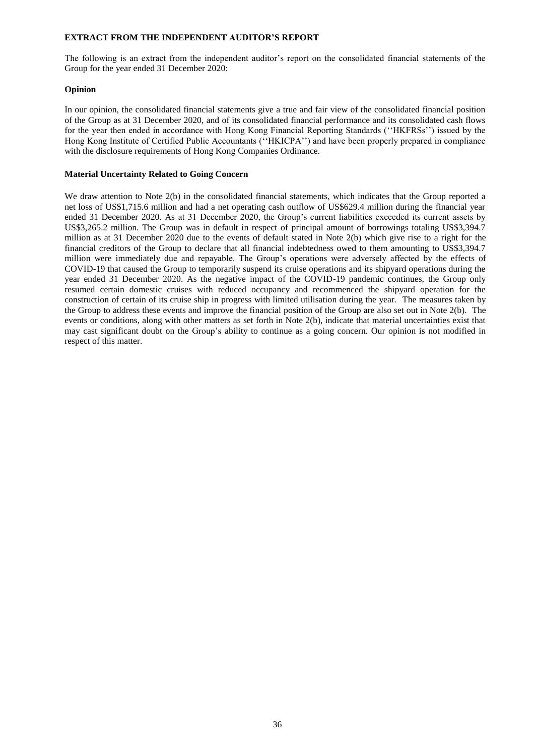**EXTRACT FROM THE INDEPENDENT AUDITOR'S REPORT**

The following is an extract from the independent auditor's report on the consolidated financial statements of the Group for the year ended 31 December 2020:

**Opinion**

In our opinion, the consolidated financial statements give a true and fair view of the consolidated financial position of the Group as at 31 December 2020, and of its consolidated financial performance and its consolidated cash flows for the year then ended in accordance with Hong Kong Financial Reporting Standards (''HKFRSs'') issued by the Hong Kong Institute of Certified Public Accountants (''HKICPA'') and have been properly prepared in compliance with the disclosure requirements of Hong Kong Companies Ordinance.

**Material Uncertainty Related to Going Concern**

We draw attention to Note 2(b) in the consolidated financial statements, which indicates that the Group reported a net loss of US$1,715.6 million and had a net operating cash outflow of US$629.4 million during the financial year ended 31 December 2020. As at 31 December 2020, the Group's current liabilities exceeded its current assets by US$3,265.2 million. The Group was in default in respect of principal amount of borrowings totaling US$3,394.7 million as at 31 December 2020 due to the events of default stated in Note 2(b) which give rise to a right for the financial creditors of the Group to declare that all financial indebtedness owed to them amounting to US$3,394.7 million were immediately due and repayable. The Group's operations were adversely affected by the effects of COVID-19 that caused the Group to temporarily suspend its cruise operations and its shipyard operations during the year ended 31 December 2020. As the negative impact of the COVID-19 pandemic continues, the Group only resumed certain domestic cruises with reduced occupancy and recommenced the shipyard operation for the construction of certain of its cruise ship in progress with limited utilisation during the year. The measures taken by the Group to address these events and improve the financial position of the Group are also set out in Note 2(b). The events or conditions, along with other matters as set forth in Note 2(b), indicate that material uncertainties exist that may cast significant doubt on the Group's ability to continue as a going concern. Our opinion is not modified in respect of this matter.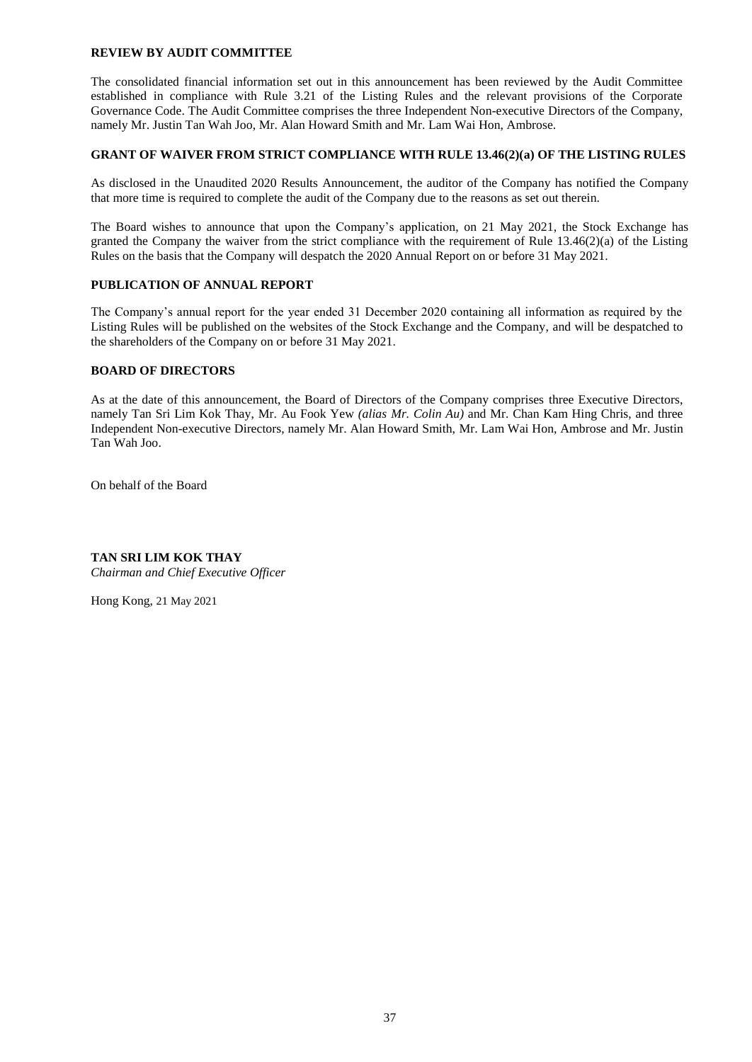## REVIEW BY AUDIT COMMITTEE

The consolidated financial information set out in this announcement has been reviewed by the Audit Committee established in compliance with Rule 3.21 of the Listing Rules and the relevant provisions of the Corporate Governance Code. The Audit Committee comprises the three Independent Non-executive Directors of the Company, namely Mr. Justin Tan Wah Joo, Mr. Alan Howard Smith and Mr. Lam Wai Hon, Ambrose.

## GRANT OF WAIVER FROM STRICT COMPLIANCE WITH RULE 13.46(2)(a) OF THE LISTING RULES

As disclosed in the Unaudited 2020 Results Announcement, the auditor of the Company has notified the Company that more time is required to complete the audit of the Company due to the reasons as set out therein.

The Board wishes to announce that upon the Company's application, on 21 May 2021, the Stock Exchange has granted the Company the waiver from the strict compliance with the requirement of Rule 13.46(2)(a) of the Listing Rules on the basis that the Company will despatch the 2020 Annual Report on or before 31 May 2021.

## PUBLICATION OF ANNUAL REPORT

The Company's annual report for the year ended 31 December 2020 containing all information as required by the Listing Rules will be published on the websites of the Stock Exchange and the Company, and will be despatched to the shareholders of the Company on or before 31 May 2021.

## BOARD OF DIRECTORS

As at the date of this announcement, the Board of Directors of the Company comprises three Executive Directors, namely Tan Sri Lim Kok Thay, Mr. Au Fook Yew *(alias Mr. Colin Au)* and Mr. Chan Kam Hing Chris, and three Independent Non-executive Directors, namely Mr. Alan Howard Smith, Mr. Lam Wai Hon, Ambrose and Mr. Justin Tan Wah Joo.

On behalf of the Board

**TAN SRI LIM KOK THAY**
*Chairman and Chief Executive Officer*

Hong Kong, 21 May 2021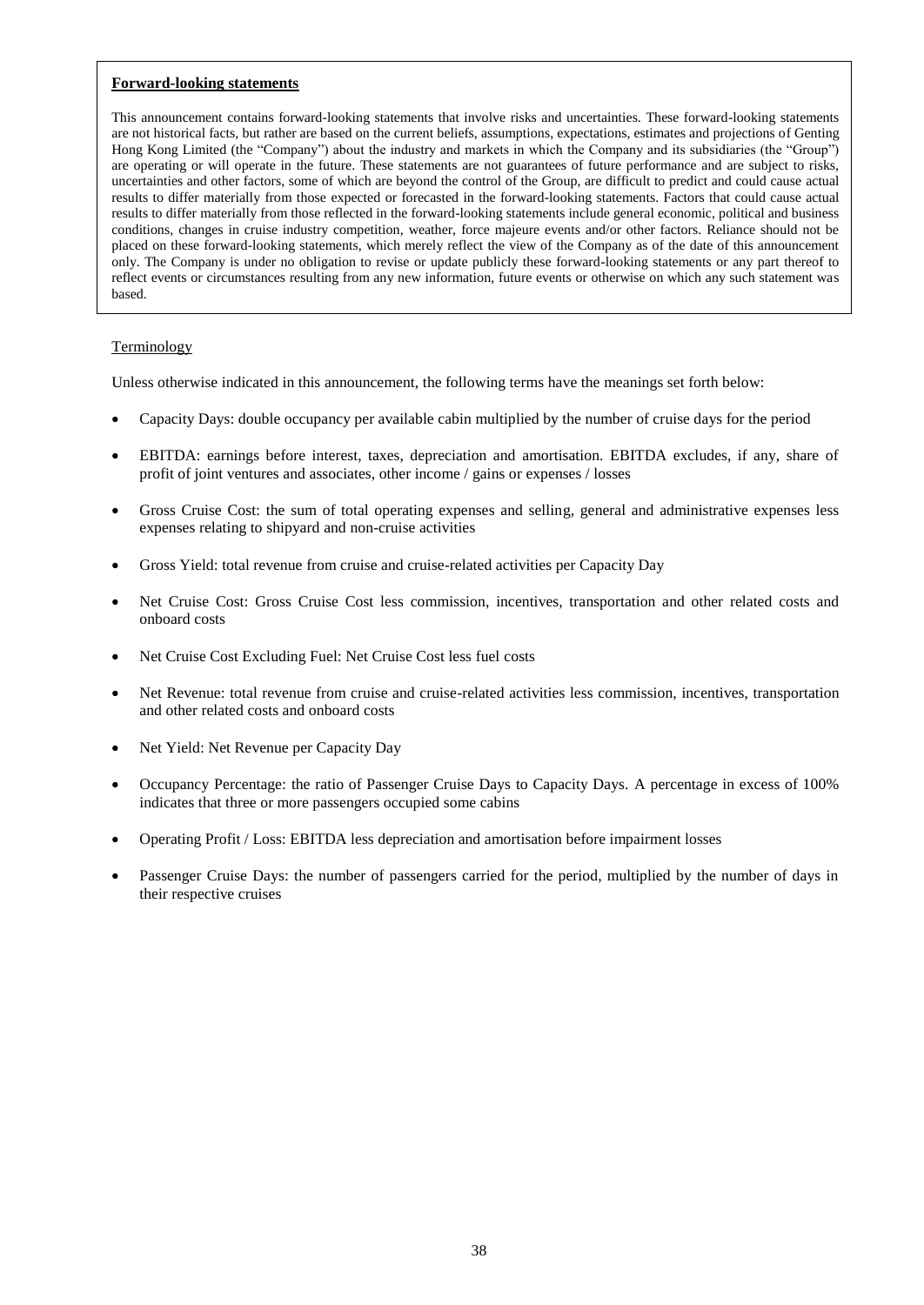**Forward-looking statements**

This announcement contains forward-looking statements that involve risks and uncertainties. These forward-looking statements are not historical facts, but rather are based on the current beliefs, assumptions, expectations, estimates and projections of Genting Hong Kong Limited (the "Company") about the industry and markets in which the Company and its subsidiaries (the "Group") are operating or will operate in the future. These statements are not guarantees of future performance and are subject to risks, uncertainties and other factors, some of which are beyond the control of the Group, are difficult to predict and could cause actual results to differ materially from those expected or forecasted in the forward-looking statements. Factors that could cause actual results to differ materially from those reflected in the forward-looking statements include general economic, political and business conditions, changes in cruise industry competition, weather, force majeure events and/or other factors. Reliance should not be placed on these forward-looking statements, which merely reflect the view of the Company as of the date of this announcement only. The Company is under no obligation to revise or update publicly these forward-looking statements or any part thereof to reflect events or circumstances resulting from any new information, future events or otherwise on which any such statement was based.

Terminology

Unless otherwise indicated in this announcement, the following terms have the meanings set forth below:

- Capacity Days: double occupancy per available cabin multiplied by the number of cruise days for the period
- EBITDA: earnings before interest, taxes, depreciation and amortisation. EBITDA excludes, if any, share of profit of joint ventures and associates, other income / gains or expenses / losses
- Gross Cruise Cost: the sum of total operating expenses and selling, general and administrative expenses less expenses relating to shipyard and non-cruise activities
- Gross Yield: total revenue from cruise and cruise-related activities per Capacity Day
- Net Cruise Cost: Gross Cruise Cost less commission, incentives, transportation and other related costs and onboard costs
- Net Cruise Cost Excluding Fuel: Net Cruise Cost less fuel costs
- Net Revenue: total revenue from cruise and cruise-related activities less commission, incentives, transportation and other related costs and onboard costs
- Net Yield: Net Revenue per Capacity Day
- Occupancy Percentage: the ratio of Passenger Cruise Days to Capacity Days. A percentage in excess of 100% indicates that three or more passengers occupied some cabins
- Operating Profit / Loss: EBITDA less depreciation and amortisation before impairment losses
- Passenger Cruise Days: the number of passengers carried for the period, multiplied by the number of days in their respective cruises